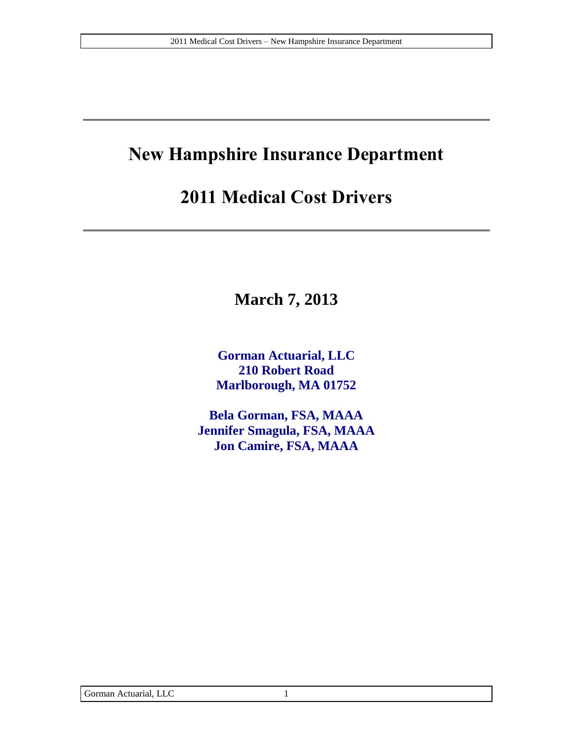# New Hampshire Insurance Department

# 2011 Medical Cost Drivers

## March 7, 2013

**Gorman Actuarial, LLC**
**210 Robert Road**
**Marlborough, MA 01752**

**Bela Gorman, FSA, MAAA**
**Jennifer Smagula, FSA, MAAA**
**Jon Camire, FSA, MAAA**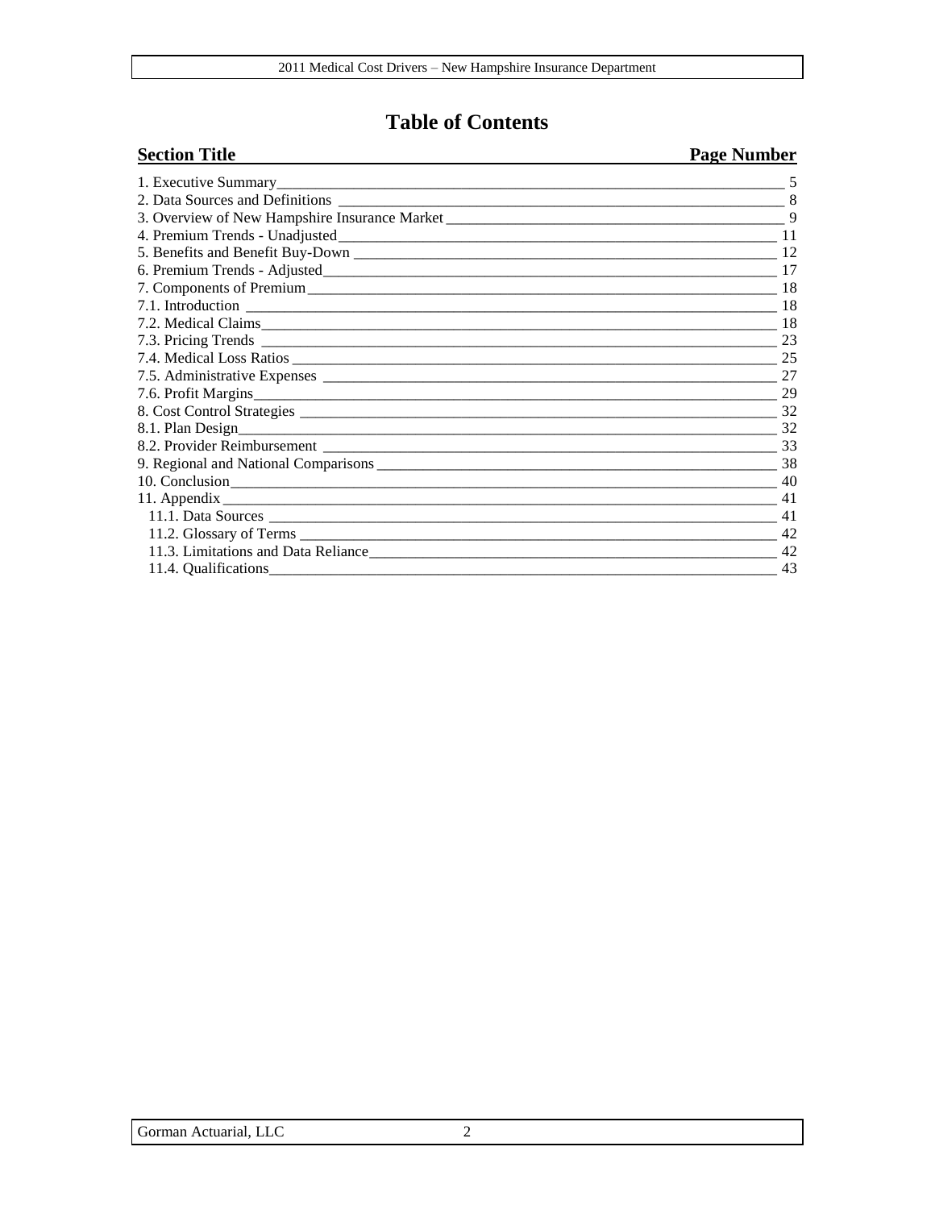# Table of Contents

| Section Title | Page Number |
|---|---|
| 1. Executive Summary | 5 |
| 2. Data Sources and Definitions | 8 |
| 3. Overview of New Hampshire Insurance Market | 9 |
| 4. Premium Trends - Unadjusted | 11 |
| 5. Benefits and Benefit Buy-Down | 12 |
| 6. Premium Trends - Adjusted | 17 |
| 7. Components of Premium | 18 |
| 7.1. Introduction | 18 |
| 7.2. Medical Claims | 18 |
| 7.3. Pricing Trends | 23 |
| 7.4. Medical Loss Ratios | 25 |
| 7.5. Administrative Expenses | 27 |
| 7.6. Profit Margins | 29 |
| 8. Cost Control Strategies | 32 |
| 8.1. Plan Design | 32 |
| 8.2. Provider Reimbursement | 33 |
| 9. Regional and National Comparisons | 38 |
| 10. Conclusion | 40 |
| 11. Appendix | 41 |
| 11.1. Data Sources | 41 |
| 11.2. Glossary of Terms | 42 |
| 11.3. Limitations and Data Reliance | 42 |
| 11.4. Qualifications | 43 |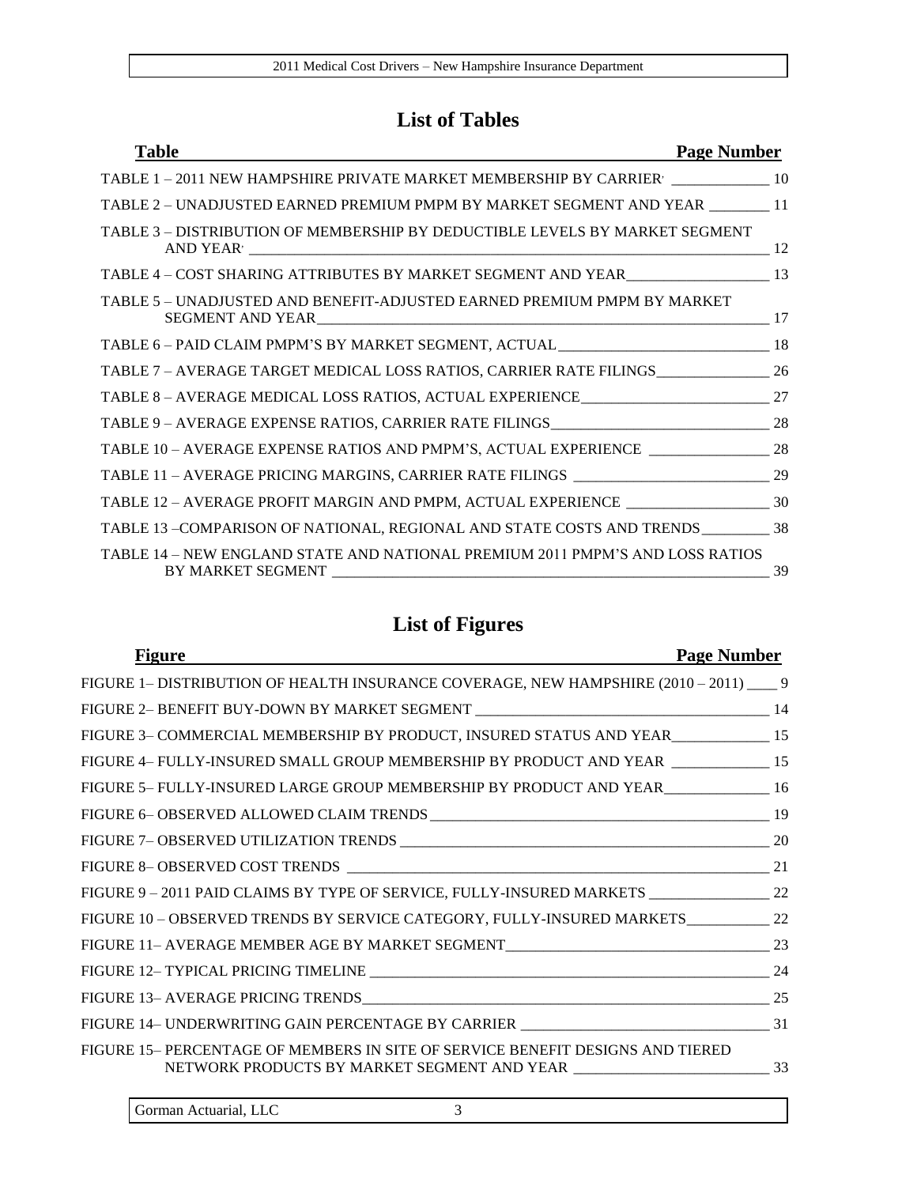# List of Tables

| Table | Page Number |
| --- | --- |
| TABLE 1 – 2011 NEW HAMPSHIRE PRIVATE MARKET MEMBERSHIP BY CARRIER | 10 |
| TABLE 2 – UNADJUSTED EARNED PREMIUM PMPM BY MARKET SEGMENT AND YEAR | 11 |
| TABLE 3 – DISTRIBUTION OF MEMBERSHIP BY DEDUCTIBLE LEVELS BY MARKET SEGMENT AND YEAR | 12 |
| TABLE 4 – COST SHARING ATTRIBUTES BY MARKET SEGMENT AND YEAR | 13 |
| TABLE 5 – UNADJUSTED AND BENEFIT-ADJUSTED EARNED PREMIUM PMPM BY MARKET SEGMENT AND YEAR | 17 |
| TABLE 6 – PAID CLAIM PMPM'S BY MARKET SEGMENT, ACTUAL | 18 |
| TABLE 7 – AVERAGE TARGET MEDICAL LOSS RATIOS, CARRIER RATE FILINGS | 26 |
| TABLE 8 – AVERAGE MEDICAL LOSS RATIOS, ACTUAL EXPERIENCE | 27 |
| TABLE 9 – AVERAGE EXPENSE RATIOS, CARRIER RATE FILINGS | 28 |
| TABLE 10 – AVERAGE EXPENSE RATIOS AND PMPM'S, ACTUAL EXPERIENCE | 28 |
| TABLE 11 – AVERAGE PRICING MARGINS, CARRIER RATE FILINGS | 29 |
| TABLE 12 – AVERAGE PROFIT MARGIN AND PMPM, ACTUAL EXPERIENCE | 30 |
| TABLE 13 –COMPARISON OF NATIONAL, REGIONAL AND STATE COSTS AND TRENDS | 38 |
| TABLE 14 – NEW ENGLAND STATE AND NATIONAL PREMIUM 2011 PMPM'S AND LOSS RATIOS BY MARKET SEGMENT | 39 |

# List of Figures

| Figure | Page Number |
| --- | --- |
| FIGURE 1– DISTRIBUTION OF HEALTH INSURANCE COVERAGE, NEW HAMPSHIRE (2010 – 2011) | 9 |
| FIGURE 2– BENEFIT BUY-DOWN BY MARKET SEGMENT | 14 |
| FIGURE 3– COMMERCIAL MEMBERSHIP BY PRODUCT, INSURED STATUS AND YEAR | 15 |
| FIGURE 4– FULLY-INSURED SMALL GROUP MEMBERSHIP BY PRODUCT AND YEAR | 15 |
| FIGURE 5– FULLY-INSURED LARGE GROUP MEMBERSHIP BY PRODUCT AND YEAR | 16 |
| FIGURE 6– OBSERVED ALLOWED CLAIM TRENDS | 19 |
| FIGURE 7– OBSERVED UTILIZATION TRENDS | 20 |
| FIGURE 8– OBSERVED COST TRENDS | 21 |
| FIGURE 9 – 2011 PAID CLAIMS BY TYPE OF SERVICE, FULLY-INSURED MARKETS | 22 |
| FIGURE 10 – OBSERVED TRENDS BY SERVICE CATEGORY, FULLY-INSURED MARKETS | 22 |
| FIGURE 11– AVERAGE MEMBER AGE BY MARKET SEGMENT | 23 |
| FIGURE 12– TYPICAL PRICING TIMELINE | 24 |
| FIGURE 13– AVERAGE PRICING TRENDS | 25 |
| FIGURE 14– UNDERWRITING GAIN PERCENTAGE BY CARRIER | 31 |
| FIGURE 15– PERCENTAGE OF MEMBERS IN SITE OF SERVICE BENEFIT DESIGNS AND TIERED NETWORK PRODUCTS BY MARKET SEGMENT AND YEAR | 33 |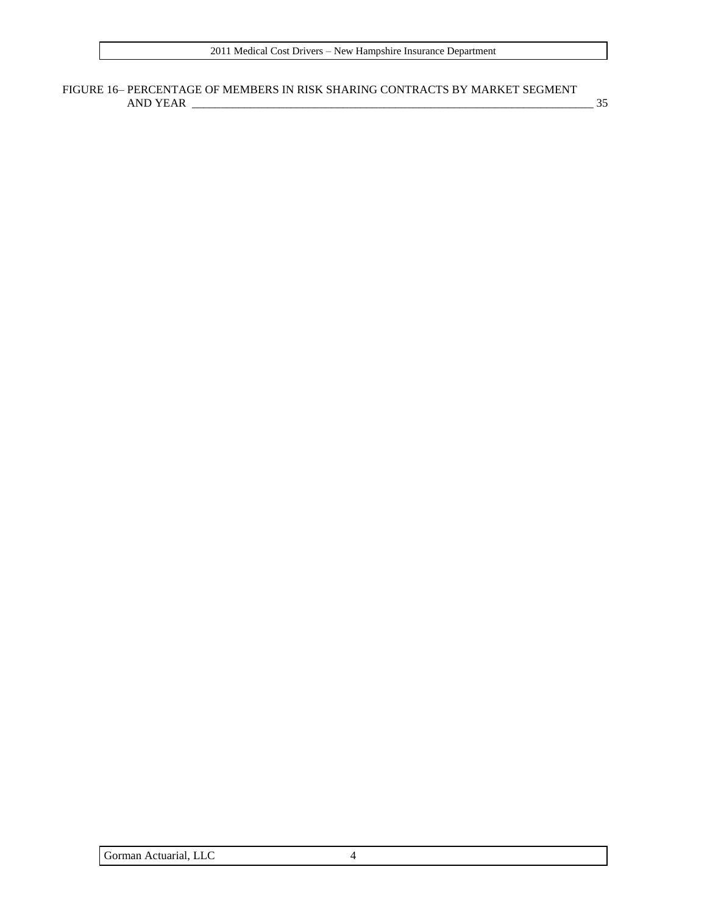FIGURE 16– PERCENTAGE OF MEMBERS IN RISK SHARING CONTRACTS BY MARKET SEGMENT AND YEAR ____________________________________________________________________________ 35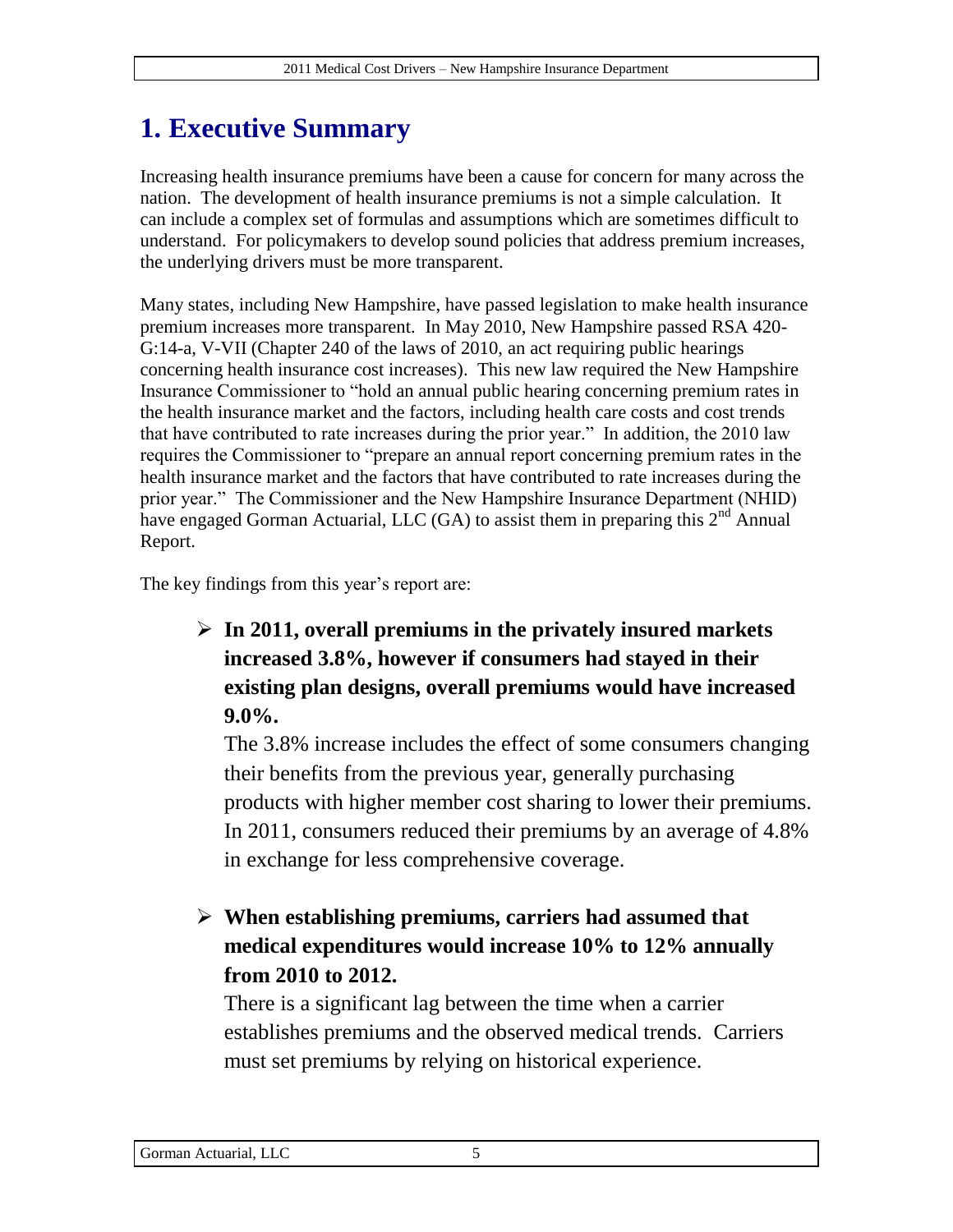# 1. Executive Summary

Increasing health insurance premiums have been a cause for concern for many across the nation. The development of health insurance premiums is not a simple calculation. It can include a complex set of formulas and assumptions which are sometimes difficult to understand. For policymakers to develop sound policies that address premium increases, the underlying drivers must be more transparent.

Many states, including New Hampshire, have passed legislation to make health insurance premium increases more transparent. In May 2010, New Hampshire passed RSA 420-G:14-a, V-VII (Chapter 240 of the laws of 2010, an act requiring public hearings concerning health insurance cost increases). This new law required the New Hampshire Insurance Commissioner to "hold an annual public hearing concerning premium rates in the health insurance market and the factors, including health care costs and cost trends that have contributed to rate increases during the prior year." In addition, the 2010 law requires the Commissioner to "prepare an annual report concerning premium rates in the health insurance market and the factors that have contributed to rate increases during the prior year." The Commissioner and the New Hampshire Insurance Department (NHID) have engaged Gorman Actuarial, LLC (GA) to assist them in preparing this 2nd Annual Report.

The key findings from this year's report are:

- **In 2011, overall premiums in the privately insured markets increased 3.8%, however if consumers had stayed in their existing plan designs, overall premiums would have increased 9.0%.**
  The 3.8% increase includes the effect of some consumers changing their benefits from the previous year, generally purchasing products with higher member cost sharing to lower their premiums. In 2011, consumers reduced their premiums by an average of 4.8% in exchange for less comprehensive coverage.

- **When establishing premiums, carriers had assumed that medical expenditures would increase 10% to 12% annually from 2010 to 2012.**
  There is a significant lag between the time when a carrier establishes premiums and the observed medical trends. Carriers must set premiums by relying on historical experience.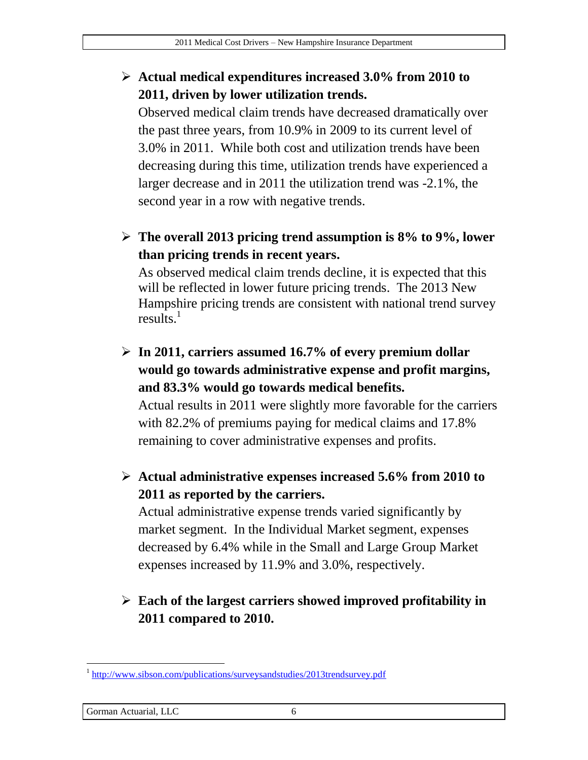- **Actual medical expenditures increased 3.0% from 2010 to 2011, driven by lower utilization trends.**
  Observed medical claim trends have decreased dramatically over the past three years, from 10.9% in 2009 to its current level of 3.0% in 2011. While both cost and utilization trends have been decreasing during this time, utilization trends have experienced a larger decrease and in 2011 the utilization trend was -2.1%, the second year in a row with negative trends.

- **The overall 2013 pricing trend assumption is 8% to 9%, lower than pricing trends in recent years.**
  As observed medical claim trends decline, it is expected that this will be reflected in lower future pricing trends. The 2013 New Hampshire pricing trends are consistent with national trend survey results.[1]

- **In 2011, carriers assumed 16.7% of every premium dollar would go towards administrative expense and profit margins, and 83.3% would go towards medical benefits.**
  Actual results in 2011 were slightly more favorable for the carriers with 82.2% of premiums paying for medical claims and 17.8% remaining to cover administrative expenses and profits.

- **Actual administrative expenses increased 5.6% from 2010 to 2011 as reported by the carriers.**
  Actual administrative expense trends varied significantly by market segment. In the Individual Market segment, expenses decreased by 6.4% while in the Small and Large Group Market expenses increased by 11.9% and 3.0%, respectively.

- **Each of the largest carriers showed improved profitability in 2011 compared to 2010.**

---

[1] http://www.sibson.com/publications/surveysandstudies/2013trendsurvey.pdf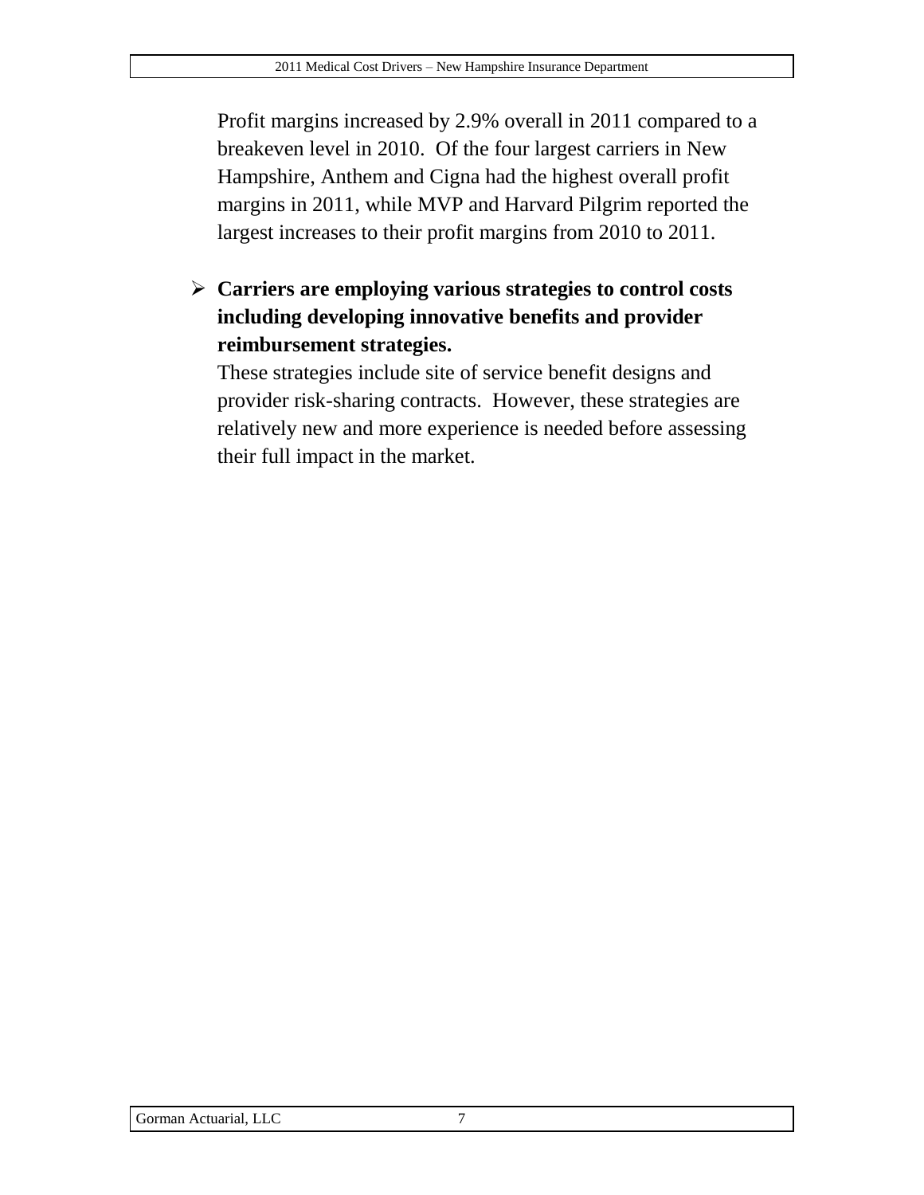Profit margins increased by 2.9% overall in 2011 compared to a breakeven level in 2010. Of the four largest carriers in New Hampshire, Anthem and Cigna had the highest overall profit margins in 2011, while MVP and Harvard Pilgrim reported the largest increases to their profit margins from 2010 to 2011.

- **Carriers are employing various strategies to control costs including developing innovative benefits and provider reimbursement strategies.**

  These strategies include site of service benefit designs and provider risk-sharing contracts. However, these strategies are relatively new and more experience is needed before assessing their full impact in the market.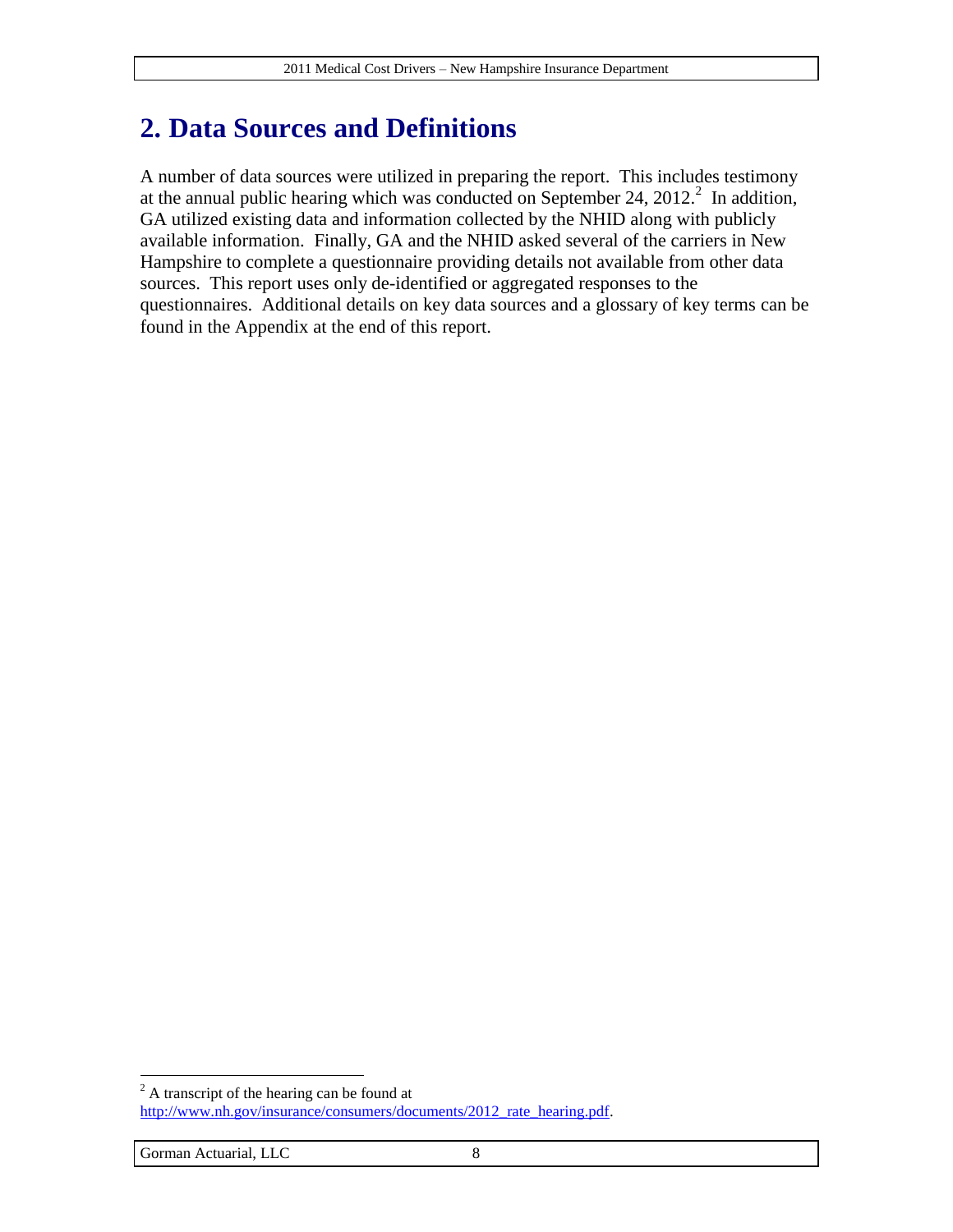# 2. Data Sources and Definitions

A number of data sources were utilized in preparing the report. This includes testimony at the annual public hearing which was conducted on September 24, 2012.[2] In addition, GA utilized existing data and information collected by the NHID along with publicly available information. Finally, GA and the NHID asked several of the carriers in New Hampshire to complete a questionnaire providing details not available from other data sources. This report uses only de-identified or aggregated responses to the questionnaires. Additional details on key data sources and a glossary of key terms can be found in the Appendix at the end of this report.

[2] A transcript of the hearing can be found at http://www.nh.gov/insurance/consumers/documents/2012_rate_hearing.pdf.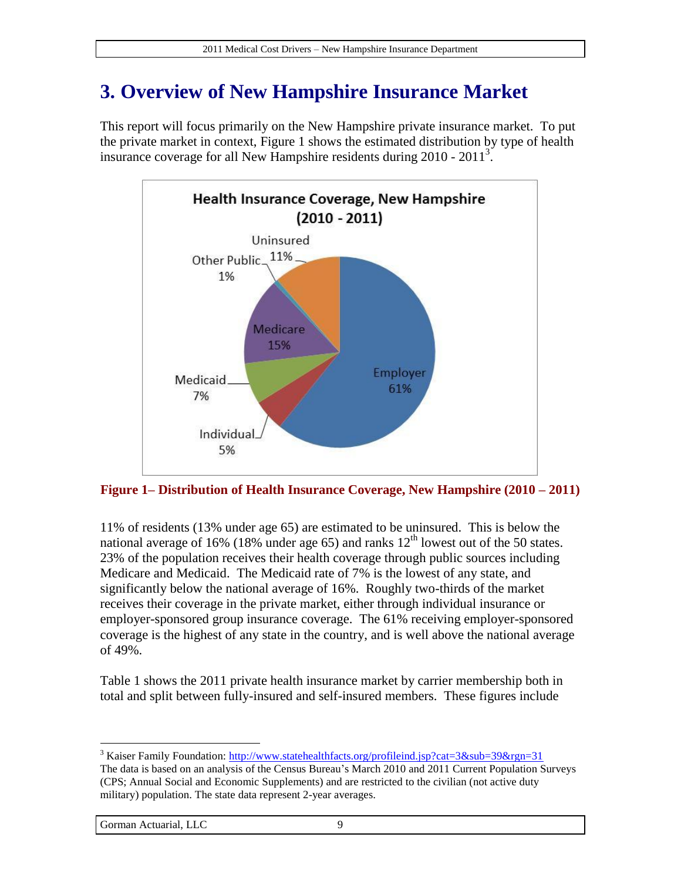# 3. Overview of New Hampshire Insurance Market

This report will focus primarily on the New Hampshire private insurance market. To put the private market in context, Figure 1 shows the estimated distribution by type of health insurance coverage for all New Hampshire residents during 2010 - 2011[3].

**Figure 1– Distribution of Health Insurance Coverage, New Hampshire (2010 – 2011)**

11% of residents (13% under age 65) are estimated to be uninsured. This is below the national average of 16% (18% under age 65) and ranks 12th lowest out of the 50 states. 23% of the population receives their health coverage through public sources including Medicare and Medicaid. The Medicaid rate of 7% is the lowest of any state, and significantly below the national average of 16%. Roughly two-thirds of the market receives their coverage in the private market, either through individual insurance or employer-sponsored group insurance coverage. The 61% receiving employer-sponsored coverage is the highest of any state in the country, and is well above the national average of 49%.

Table 1 shows the 2011 private health insurance market by carrier membership both in total and split between fully-insured and self-insured members. These figures include

---

[3] Kaiser Family Foundation: http://www.statehealthfacts.org/profileind.jsp?cat=3&sub=39&rgn=31
The data is based on an analysis of the Census Bureau's March 2010 and 2011 Current Population Surveys (CPS; Annual Social and Economic Supplements) and are restricted to the civilian (not active duty military) population. The state data represent 2-year averages.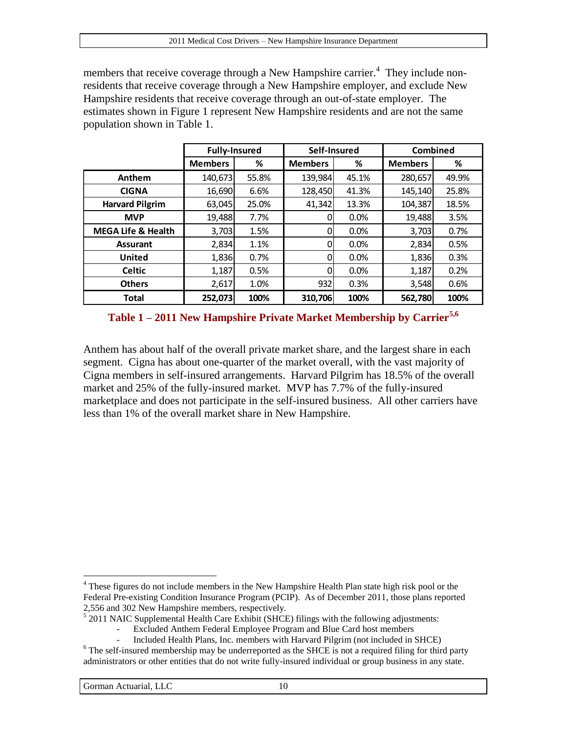members that receive coverage through a New Hampshire carrier.[4] They include non-residents that receive coverage through a New Hampshire employer, and exclude New Hampshire residents that receive coverage through an out-of-state employer. The estimates shown in Figure 1 represent New Hampshire residents and are not the same population shown in Table 1.

| | Fully-Insured | | Self-Insured | | Combined | |
|---|---|---|---|---|---|---|
| | **Members** | **%** | **Members** | **%** | **Members** | **%** |
| **Anthem** | 140,673 | 55.8% | 139,984 | 45.1% | 280,657 | 49.9% |
| **CIGNA** | 16,690 | 6.6% | 128,450 | 41.3% | 145,140 | 25.8% |
| **Harvard Pilgrim** | 63,045 | 25.0% | 41,342 | 13.3% | 104,387 | 18.5% |
| **MVP** | 19,488 | 7.7% | 0 | 0.0% | 19,488 | 3.5% |
| **MEGA Life & Health** | 3,703 | 1.5% | 0 | 0.0% | 3,703 | 0.7% |
| **Assurant** | 2,834 | 1.1% | 0 | 0.0% | 2,834 | 0.5% |
| **United** | 1,836 | 0.7% | 0 | 0.0% | 1,836 | 0.3% |
| **Celtic** | 1,187 | 0.5% | 0 | 0.0% | 1,187 | 0.2% |
| **Others** | 2,617 | 1.0% | 932 | 0.3% | 3,548 | 0.6% |
| **Total** | **252,073** | **100%** | **310,706** | **100%** | **562,780** | **100%** |

**Table 1 – 2011 New Hampshire Private Market Membership by Carrier[5,6]**

Anthem has about half of the overall private market share, and the largest share in each segment. Cigna has about one-quarter of the market overall, with the vast majority of Cigna members in self-insured arrangements. Harvard Pilgrim has 18.5% of the overall market and 25% of the fully-insured market. MVP has 7.7% of the fully-insured marketplace and does not participate in the self-insured business. All other carriers have less than 1% of the overall market share in New Hampshire.

---

[4] These figures do not include members in the New Hampshire Health Plan state high risk pool or the Federal Pre-existing Condition Insurance Program (PCIP). As of December 2011, those plans reported 2,556 and 302 New Hampshire members, respectively.

[5] 2011 NAIC Supplemental Health Care Exhibit (SHCE) filings with the following adjustments:
- Excluded Anthem Federal Employee Program and Blue Card host members
- Included Health Plans, Inc. members with Harvard Pilgrim (not included in SHCE)

[6] The self-insured membership may be underreported as the SHCE is not a required filing for third party administrators or other entities that do not write fully-insured individual or group business in any state.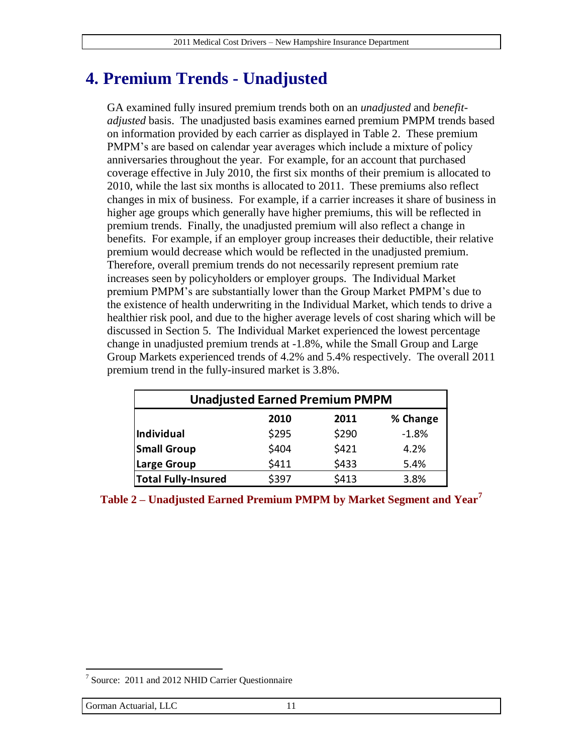# 4. Premium Trends - Unadjusted

GA examined fully insured premium trends both on an *unadjusted* and *benefit-adjusted* basis. The unadjusted basis examines earned premium PMPM trends based on information provided by each carrier as displayed in Table 2. These premium PMPM's are based on calendar year averages which include a mixture of policy anniversaries throughout the year. For example, for an account that purchased coverage effective in July 2010, the first six months of their premium is allocated to 2010, while the last six months is allocated to 2011. These premiums also reflect changes in mix of business. For example, if a carrier increases it share of business in higher age groups which generally have higher premiums, this will be reflected in premium trends. Finally, the unadjusted premium will also reflect a change in benefits. For example, if an employer group increases their deductible, their relative premium would decrease which would be reflected in the unadjusted premium. Therefore, overall premium trends do not necessarily represent premium rate increases seen by policyholders or employer groups. The Individual Market premium PMPM's are substantially lower than the Group Market PMPM's due to the existence of health underwriting in the Individual Market, which tends to drive a healthier risk pool, and due to the higher average levels of cost sharing which will be discussed in Section 5. The Individual Market experienced the lowest percentage change in unadjusted premium trends at -1.8%, while the Small Group and Large Group Markets experienced trends of 4.2% and 5.4% respectively. The overall 2011 premium trend in the fully-insured market is 3.8%.

| Unadjusted Earned Premium PMPM | | | |
|---|---|---|---|
| | **2010** | **2011** | **% Change** |
| **Individual** | $295 | $290 | -1.8% |
| **Small Group** | $404 | $421 | 4.2% |
| **Large Group** | $411 | $433 | 5.4% |
| **Total Fully-Insured** | $397 | $413 | 3.8% |

**Table 2 – Unadjusted Earned Premium PMPM by Market Segment and Year[7]**

[7] Source: 2011 and 2012 NHID Carrier Questionnaire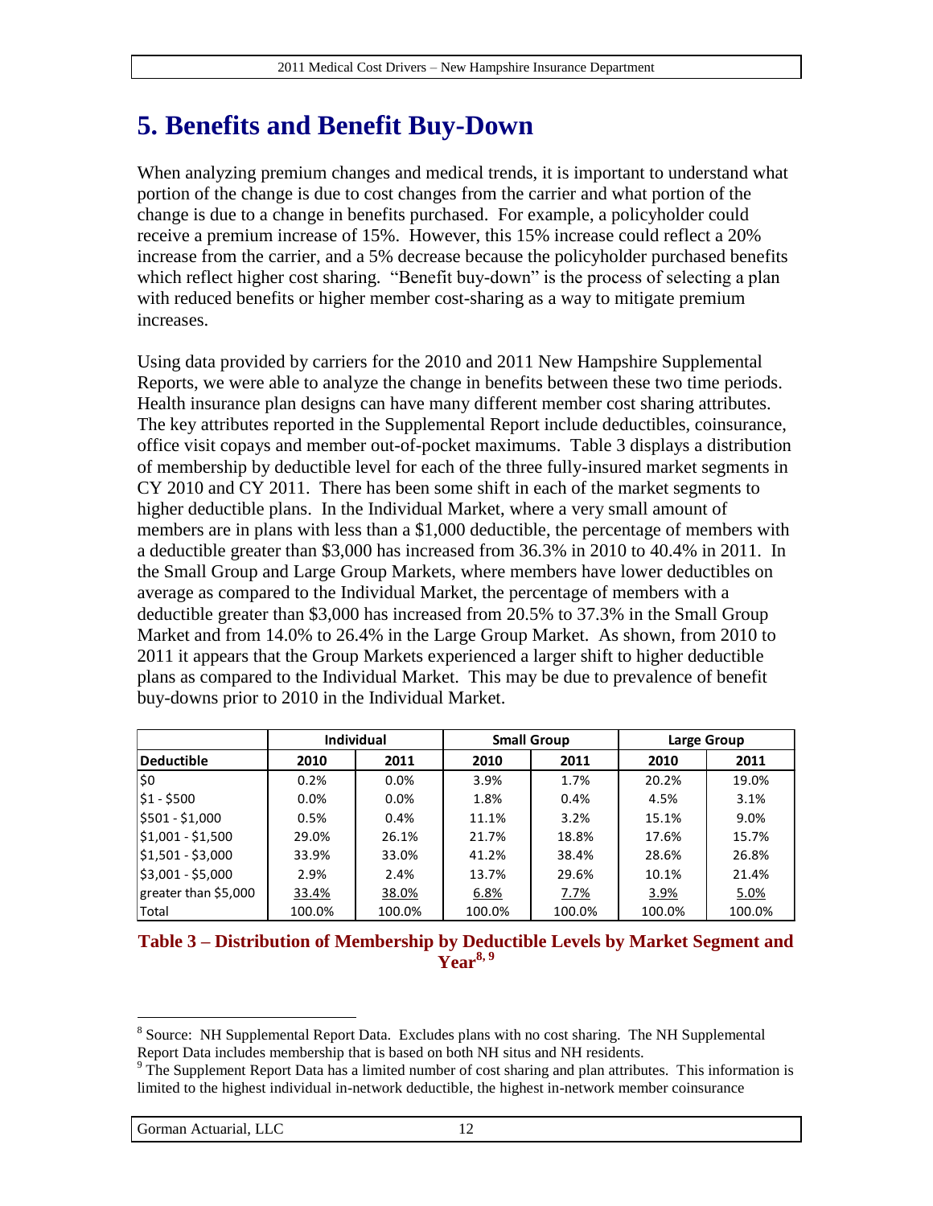# 5. Benefits and Benefit Buy-Down

When analyzing premium changes and medical trends, it is important to understand what portion of the change is due to cost changes from the carrier and what portion of the change is due to a change in benefits purchased. For example, a policyholder could receive a premium increase of 15%. However, this 15% increase could reflect a 20% increase from the carrier, and a 5% decrease because the policyholder purchased benefits which reflect higher cost sharing. "Benefit buy-down" is the process of selecting a plan with reduced benefits or higher member cost-sharing as a way to mitigate premium increases.

Using data provided by carriers for the 2010 and 2011 New Hampshire Supplemental Reports, we were able to analyze the change in benefits between these two time periods. Health insurance plan designs can have many different member cost sharing attributes. The key attributes reported in the Supplemental Report include deductibles, coinsurance, office visit copays and member out-of-pocket maximums. Table 3 displays a distribution of membership by deductible level for each of the three fully-insured market segments in CY 2010 and CY 2011. There has been some shift in each of the market segments to higher deductible plans. In the Individual Market, where a very small amount of members are in plans with less than a $1,000 deductible, the percentage of members with a deductible greater than $3,000 has increased from 36.3% in 2010 to 40.4% in 2011. In the Small Group and Large Group Markets, where members have lower deductibles on average as compared to the Individual Market, the percentage of members with a deductible greater than $3,000 has increased from 20.5% to 37.3% in the Small Group Market and from 14.0% to 26.4% in the Large Group Market. As shown, from 2010 to 2011 it appears that the Group Markets experienced a larger shift to higher deductible plans as compared to the Individual Market. This may be due to prevalence of benefit buy-downs prior to 2010 in the Individual Market.

| | Individual | | Small Group | | Large Group | |
|---|---|---|---|---|---|---|
| **Deductible** | **2010** | **2011** | **2010** | **2011** | **2010** | **2011** |
| $0 | 0.2% | 0.0% | 3.9% | 1.7% | 20.2% | 19.0% |
| $1 - $500 | 0.0% | 0.0% | 1.8% | 0.4% | 4.5% | 3.1% |
| $501 - $1,000 | 0.5% | 0.4% | 11.1% | 3.2% | 15.1% | 9.0% |
| $1,001 - $1,500 | 29.0% | 26.1% | 21.7% | 18.8% | 17.6% | 15.7% |
| $1,501 - $3,000 | 33.9% | 33.0% | 41.2% | 38.4% | 28.6% | 26.8% |
| $3,001 - $5,000 | 2.9% | 2.4% | 13.7% | 29.6% | 10.1% | 21.4% |
| greater than $5,000 | 33.4% | 38.0% | 6.8% | 7.7% | 3.9% | 5.0% |
| Total | 100.0% | 100.0% | 100.0% | 100.0% | 100.0% | 100.0% |

**Table 3 – Distribution of Membership by Deductible Levels by Market Segment and Year[8, 9]**

[8] Source: NH Supplemental Report Data. Excludes plans with no cost sharing. The NH Supplemental Report Data includes membership that is based on both NH situs and NH residents.

[9] The Supplement Report Data has a limited number of cost sharing and plan attributes. This information is limited to the highest individual in-network deductible, the highest in-network member coinsurance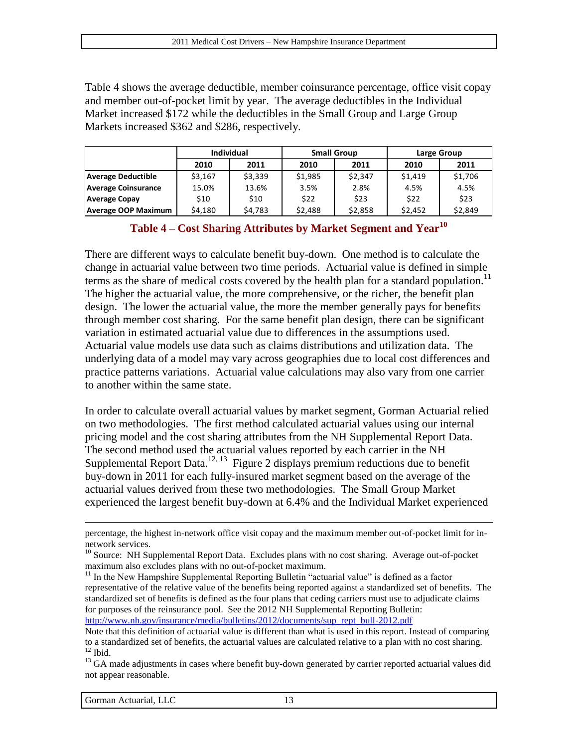Table 4 shows the average deductible, member coinsurance percentage, office visit copay and member out-of-pocket limit by year. The average deductibles in the Individual Market increased $172 while the deductibles in the Small Group and Large Group Markets increased $362 and $286, respectively.

| | Individual | | Small Group | | Large Group | |
|---|---|---|---|---|---|---|
| | 2010 | 2011 | 2010 | 2011 | 2010 | 2011 |
| **Average Deductible** | $3,167 | $3,339 | $1,985 | $2,347 | $1,419 | $1,706 |
| **Average Coinsurance** | 15.0% | 13.6% | 3.5% | 2.8% | 4.5% | 4.5% |
| **Average Copay** | $10 | $10 | $22 | $23 | $22 | $23 |
| **Average OOP Maximum** | $4,180 | $4,783 | $2,488 | $2,858 | $2,452 | $2,849 |

**Table 4 – Cost Sharing Attributes by Market Segment and Year[10]**

There are different ways to calculate benefit buy-down. One method is to calculate the change in actuarial value between two time periods. Actuarial value is defined in simple terms as the share of medical costs covered by the health plan for a standard population.[11] The higher the actuarial value, the more comprehensive, or the richer, the benefit plan design. The lower the actuarial value, the more the member generally pays for benefits through member cost sharing. For the same benefit plan design, there can be significant variation in estimated actuarial value due to differences in the assumptions used. Actuarial value models use data such as claims distributions and utilization data. The underlying data of a model may vary across geographies due to local cost differences and practice patterns variations. Actuarial value calculations may also vary from one carrier to another within the same state.

In order to calculate overall actuarial values by market segment, Gorman Actuarial relied on two methodologies. The first method calculated actuarial values using our internal pricing model and the cost sharing attributes from the NH Supplemental Report Data. The second method used the actuarial values reported by each carrier in the NH Supplemental Report Data.[12, 13] Figure 2 displays premium reductions due to benefit buy-down in 2011 for each fully-insured market segment based on the average of the actuarial values derived from these two methodologies. The Small Group Market experienced the largest benefit buy-down at 6.4% and the Individual Market experienced

---

percentage, the highest in-network office visit copay and the maximum member out-of-pocket limit for in-network services.

[10] Source: NH Supplemental Report Data. Excludes plans with no cost sharing. Average out-of-pocket maximum also excludes plans with no out-of-pocket maximum.

[11] In the New Hampshire Supplemental Reporting Bulletin "actuarial value" is defined as a factor representative of the relative value of the benefits being reported against a standardized set of benefits. The standardized set of benefits is defined as the four plans that ceding carriers must use to adjudicate claims for purposes of the reinsurance pool. See the 2012 NH Supplemental Reporting Bulletin: http://www.nh.gov/insurance/media/bulletins/2012/documents/sup_rept_bull-2012.pdf

Note that this definition of actuarial value is different than what is used in this report. Instead of comparing to a standardized set of benefits, the actuarial values are calculated relative to a plan with no cost sharing.

[12] Ibid.

[13] GA made adjustments in cases where benefit buy-down generated by carrier reported actuarial values did not appear reasonable.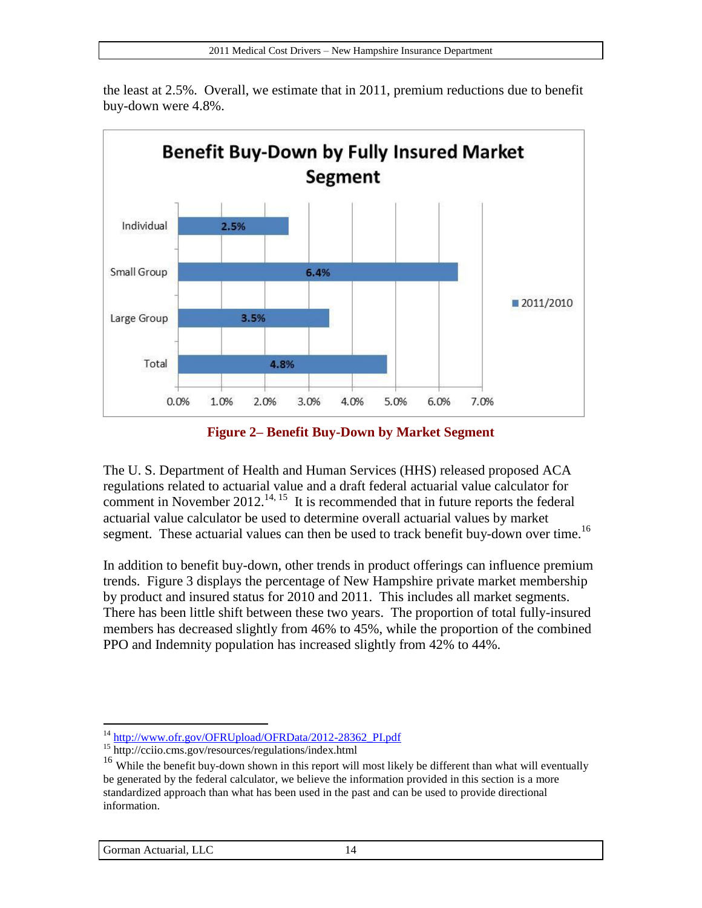the least at 2.5%. Overall, we estimate that in 2011, premium reductions due to benefit buy-down were 4.8%.

**Figure 2– Benefit Buy-Down by Market Segment**

The U. S. Department of Health and Human Services (HHS) released proposed ACA regulations related to actuarial value and a draft federal actuarial value calculator for comment in November 2012.[14, 15] It is recommended that in future reports the federal actuarial value calculator be used to determine overall actuarial values by market segment. These actuarial values can then be used to track benefit buy-down over time.[16]

In addition to benefit buy-down, other trends in product offerings can influence premium trends. Figure 3 displays the percentage of New Hampshire private market membership by product and insured status for 2010 and 2011. This includes all market segments. There has been little shift between these two years. The proportion of total fully-insured members has decreased slightly from 46% to 45%, while the proportion of the combined PPO and Indemnity population has increased slightly from 42% to 44%.

---

[14] http://www.ofr.gov/OFRUpload/OFRData/2012-28362_PI.pdf

[15] http://cciio.cms.gov/resources/regulations/index.html

[16] While the benefit buy-down shown in this report will most likely be different than what will eventually be generated by the federal calculator, we believe the information provided in this section is a more standardized approach than what has been used in the past and can be used to provide directional information.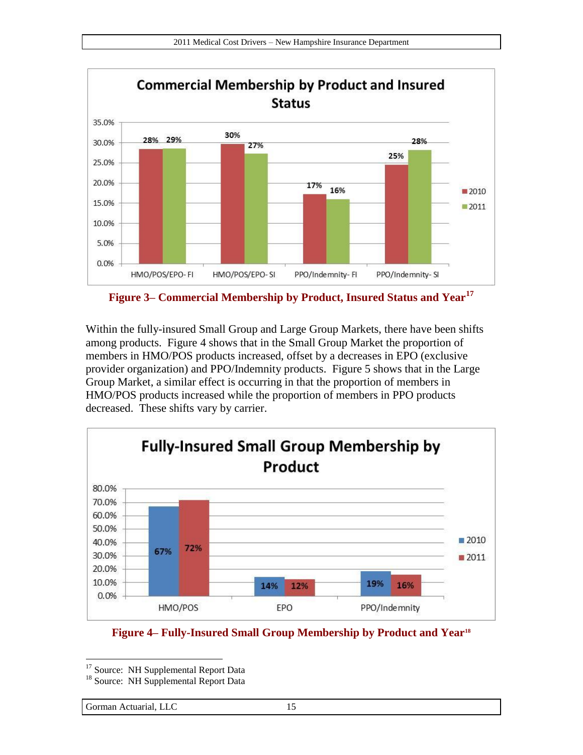**Figure 3– Commercial Membership by Product, Insured Status and Year**[17]

Within the fully-insured Small Group and Large Group Markets, there have been shifts among products. Figure 4 shows that in the Small Group Market the proportion of members in HMO/POS products increased, offset by a decreases in EPO (exclusive provider organization) and PPO/Indemnity products. Figure 5 shows that in the Large Group Market, a similar effect is occurring in that the proportion of members in HMO/POS products increased while the proportion of members in PPO products decreased. These shifts vary by carrier.

**Figure 4– Fully-Insured Small Group Membership by Product and Year**[18]

[17] Source: NH Supplemental Report Data

[18] Source: NH Supplemental Report Data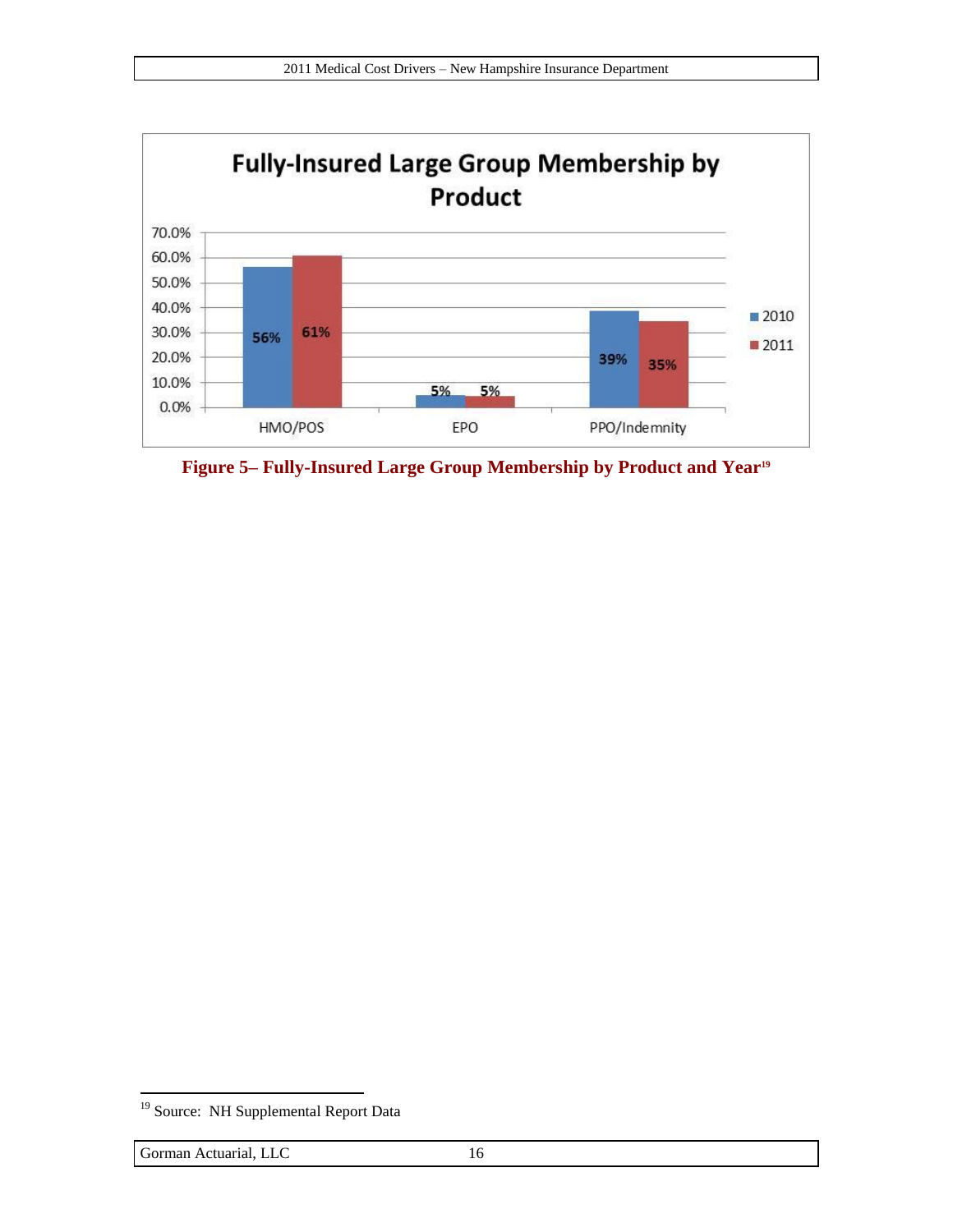**Fully-Insured Large Group Membership by Product**

| Product | 2010 | 2011 |
| --- | --- | --- |
| HMO/POS | 56% | 61% |
| EPO | 5% | 5% |
| PPO/Indemnity | 39% | 35% |

**Figure 5– Fully-Insured Large Group Membership by Product and Year**[19]

---

[19] Source: NH Supplemental Report Data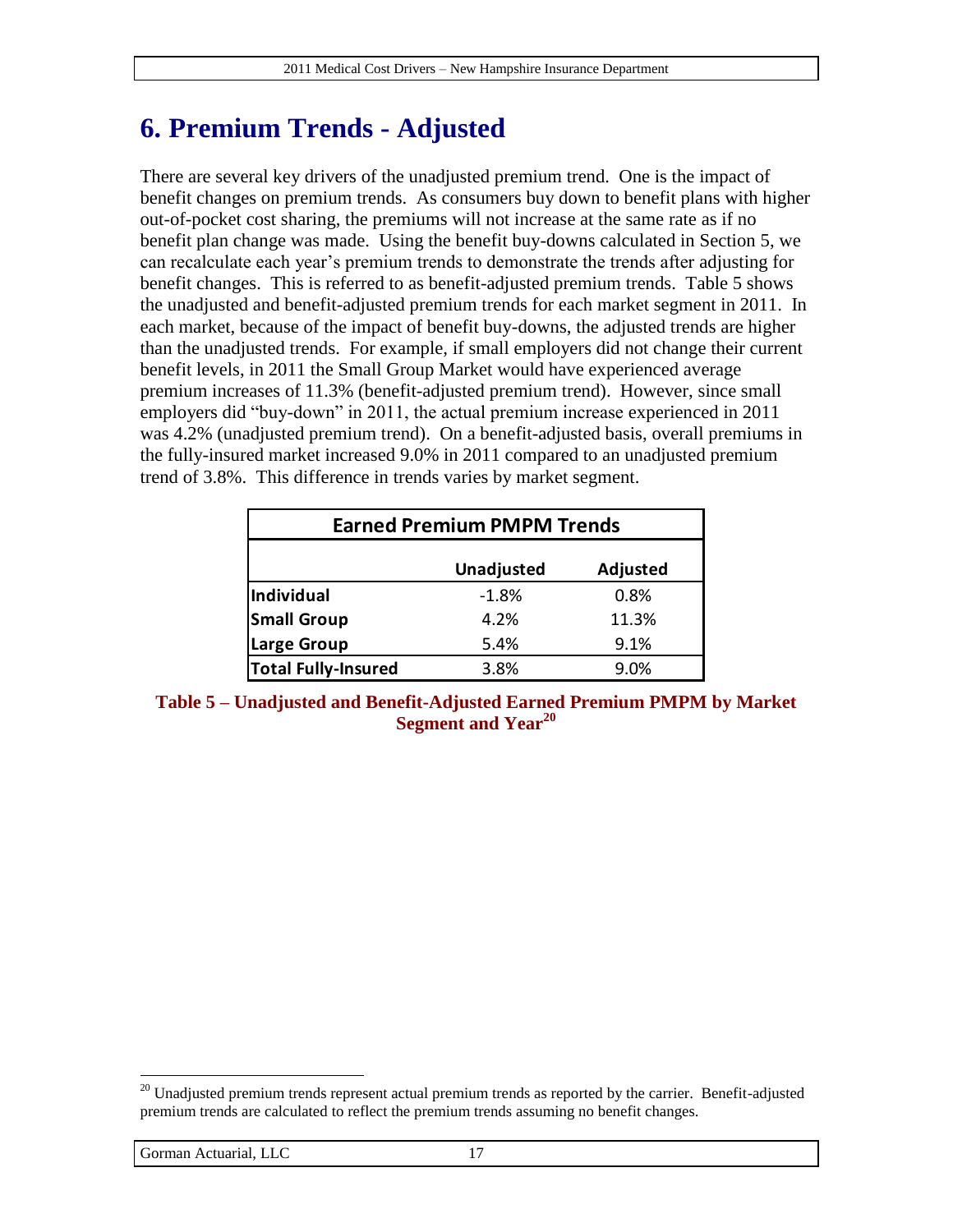# 6. Premium Trends - Adjusted

There are several key drivers of the unadjusted premium trend. One is the impact of benefit changes on premium trends. As consumers buy down to benefit plans with higher out-of-pocket cost sharing, the premiums will not increase at the same rate as if no benefit plan change was made. Using the benefit buy-downs calculated in Section 5, we can recalculate each year's premium trends to demonstrate the trends after adjusting for benefit changes. This is referred to as benefit-adjusted premium trends. Table 5 shows the unadjusted and benefit-adjusted premium trends for each market segment in 2011. In each market, because of the impact of benefit buy-downs, the adjusted trends are higher than the unadjusted trends. For example, if small employers did not change their current benefit levels, in 2011 the Small Group Market would have experienced average premium increases of 11.3% (benefit-adjusted premium trend). However, since small employers did "buy-down" in 2011, the actual premium increase experienced in 2011 was 4.2% (unadjusted premium trend). On a benefit-adjusted basis, overall premiums in the fully-insured market increased 9.0% in 2011 compared to an unadjusted premium trend of 3.8%. This difference in trends varies by market segment.

| Earned Premium PMPM Trends | | |
|---|---|---|
| | **Unadjusted** | **Adjusted** |
| **Individual** | -1.8% | 0.8% |
| **Small Group** | 4.2% | 11.3% |
| **Large Group** | 5.4% | 9.1% |
| **Total Fully-Insured** | 3.8% | 9.0% |

**Table 5 – Unadjusted and Benefit-Adjusted Earned Premium PMPM by Market Segment and Year[20]**

[20] Unadjusted premium trends represent actual premium trends as reported by the carrier. Benefit-adjusted premium trends are calculated to reflect the premium trends assuming no benefit changes.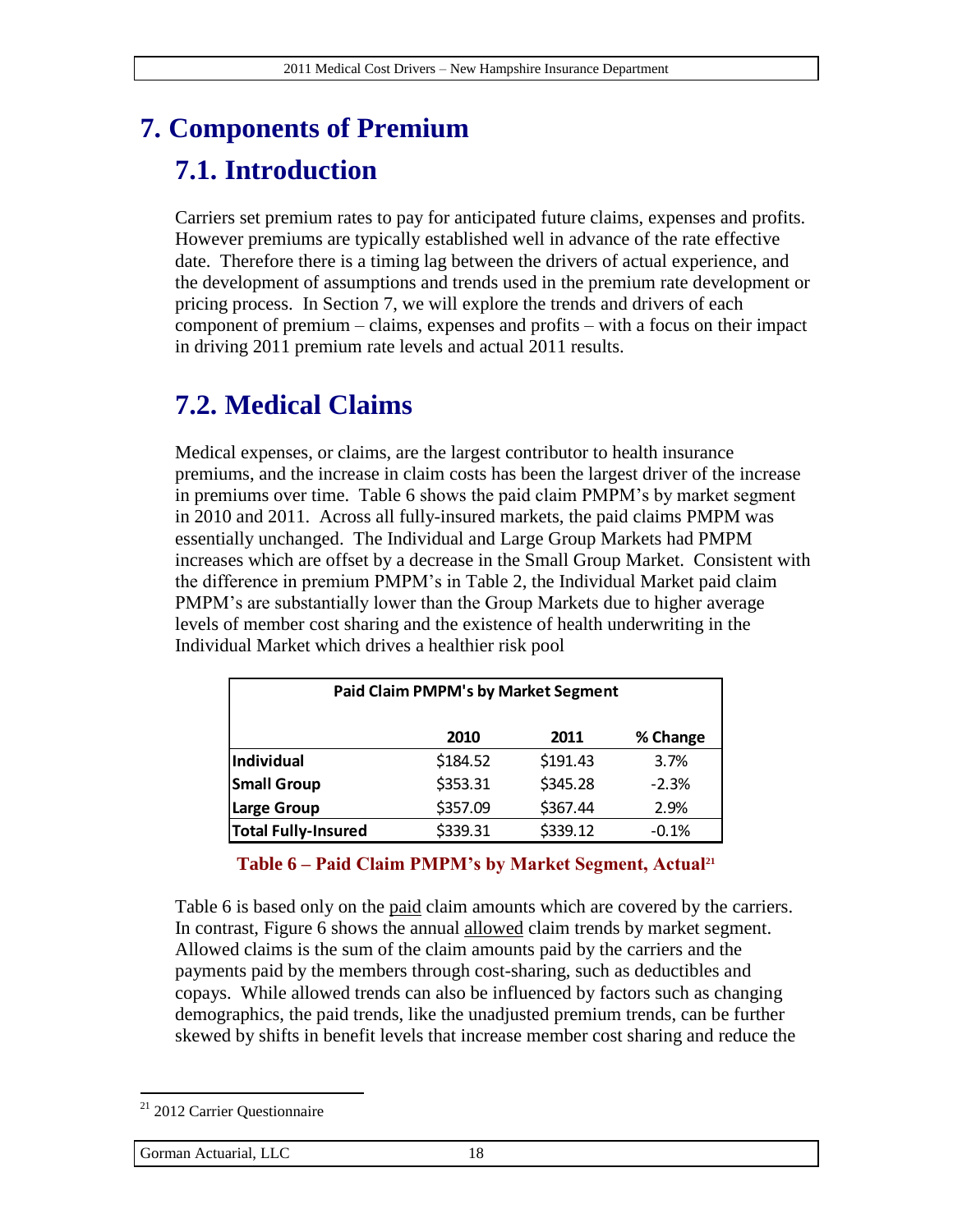# 7. Components of Premium

## 7.1. Introduction

Carriers set premium rates to pay for anticipated future claims, expenses and profits. However premiums are typically established well in advance of the rate effective date. Therefore there is a timing lag between the drivers of actual experience, and the development of assumptions and trends used in the premium rate development or pricing process. In Section 7, we will explore the trends and drivers of each component of premium – claims, expenses and profits – with a focus on their impact in driving 2011 premium rate levels and actual 2011 results.

## 7.2. Medical Claims

Medical expenses, or claims, are the largest contributor to health insurance premiums, and the increase in claim costs has been the largest driver of the increase in premiums over time. Table 6 shows the paid claim PMPM's by market segment in 2010 and 2011. Across all fully-insured markets, the paid claims PMPM was essentially unchanged. The Individual and Large Group Markets had PMPM increases which are offset by a decrease in the Small Group Market. Consistent with the difference in premium PMPM's in Table 2, the Individual Market paid claim PMPM's are substantially lower than the Group Markets due to higher average levels of member cost sharing and the existence of health underwriting in the Individual Market which drives a healthier risk pool

| Paid Claim PMPM's by Market Segment | | | |
|---|---|---|---|
| | **2010** | **2011** | **% Change** |
| **Individual** | $184.52 | $191.43 | 3.7% |
| **Small Group** | $353.31 | $345.28 | -2.3% |
| **Large Group** | $357.09 | $367.44 | 2.9% |
| **Total Fully-Insured** | $339.31 | $339.12 | -0.1% |

**Table 6 – Paid Claim PMPM's by Market Segment, Actual[21]**

Table 6 is based only on the paid claim amounts which are covered by the carriers. In contrast, Figure 6 shows the annual allowed claim trends by market segment. Allowed claims is the sum of the claim amounts paid by the carriers and the payments paid by the members through cost-sharing, such as deductibles and copays. While allowed trends can also be influenced by factors such as changing demographics, the paid trends, like the unadjusted premium trends, can be further skewed by shifts in benefit levels that increase member cost sharing and reduce the

[21] 2012 Carrier Questionnaire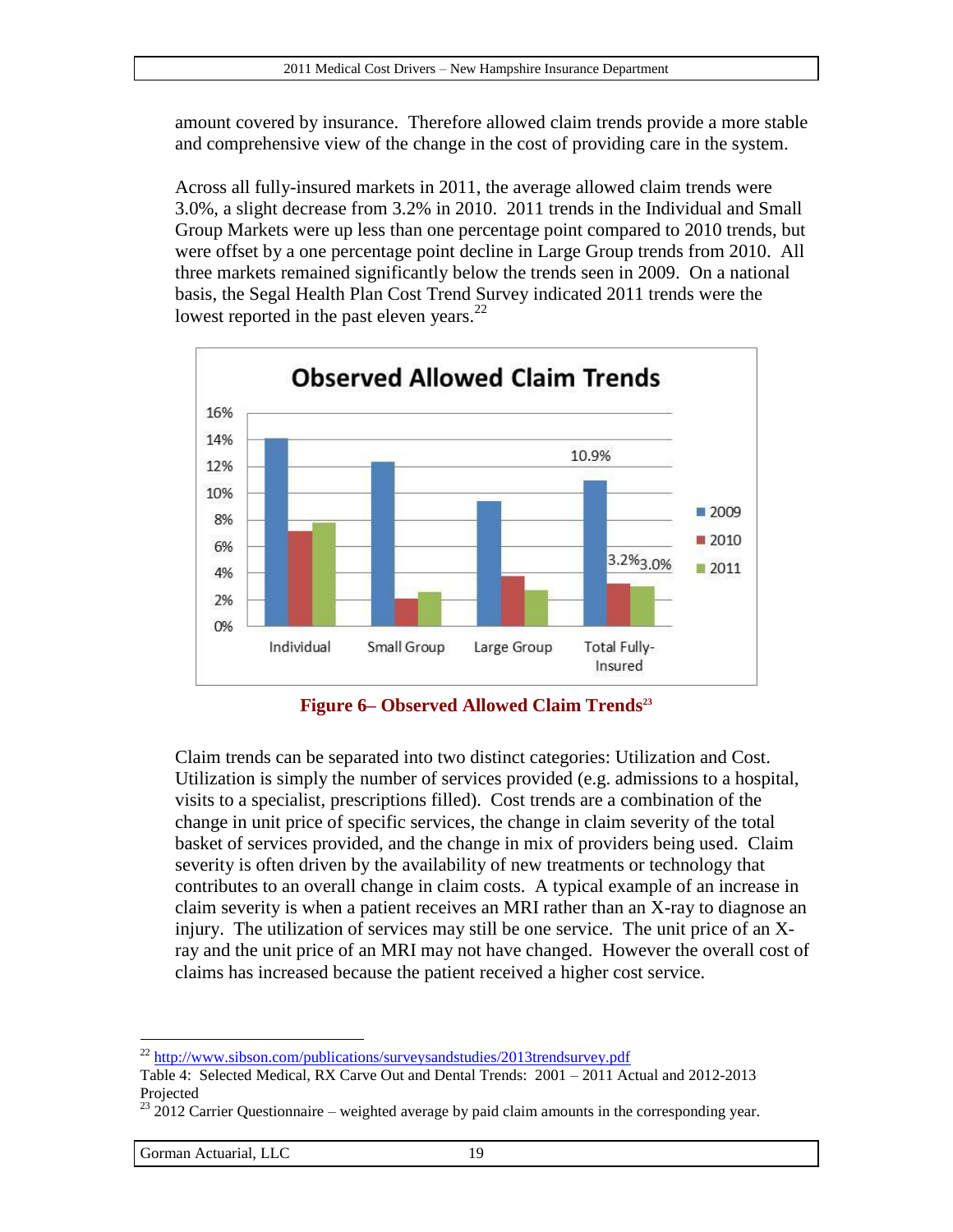amount covered by insurance. Therefore allowed claim trends provide a more stable and comprehensive view of the change in the cost of providing care in the system.

Across all fully-insured markets in 2011, the average allowed claim trends were 3.0%, a slight decrease from 3.2% in 2010. 2011 trends in the Individual and Small Group Markets were up less than one percentage point compared to 2010 trends, but were offset by a one percentage point decline in Large Group trends from 2010. All three markets remained significantly below the trends seen in 2009. On a national basis, the Segal Health Plan Cost Trend Survey indicated 2011 trends were the lowest reported in the past eleven years.[22]

**Figure 6– Observed Allowed Claim Trends**[23]

Claim trends can be separated into two distinct categories: Utilization and Cost. Utilization is simply the number of services provided (e.g. admissions to a hospital, visits to a specialist, prescriptions filled). Cost trends are a combination of the change in unit price of specific services, the change in claim severity of the total basket of services provided, and the change in mix of providers being used. Claim severity is often driven by the availability of new treatments or technology that contributes to an overall change in claim costs. A typical example of an increase in claim severity is when a patient receives an MRI rather than an X-ray to diagnose an injury. The utilization of services may still be one service. The unit price of an X-ray and the unit price of an MRI may not have changed. However the overall cost of claims has increased because the patient received a higher cost service.

---

[22] http://www.sibson.com/publications/surveysandstudies/2013trendsurvey.pdf
Table 4: Selected Medical, RX Carve Out and Dental Trends: 2001 – 2011 Actual and 2012-2013 Projected

[23] 2012 Carrier Questionnaire – weighted average by paid claim amounts in the corresponding year.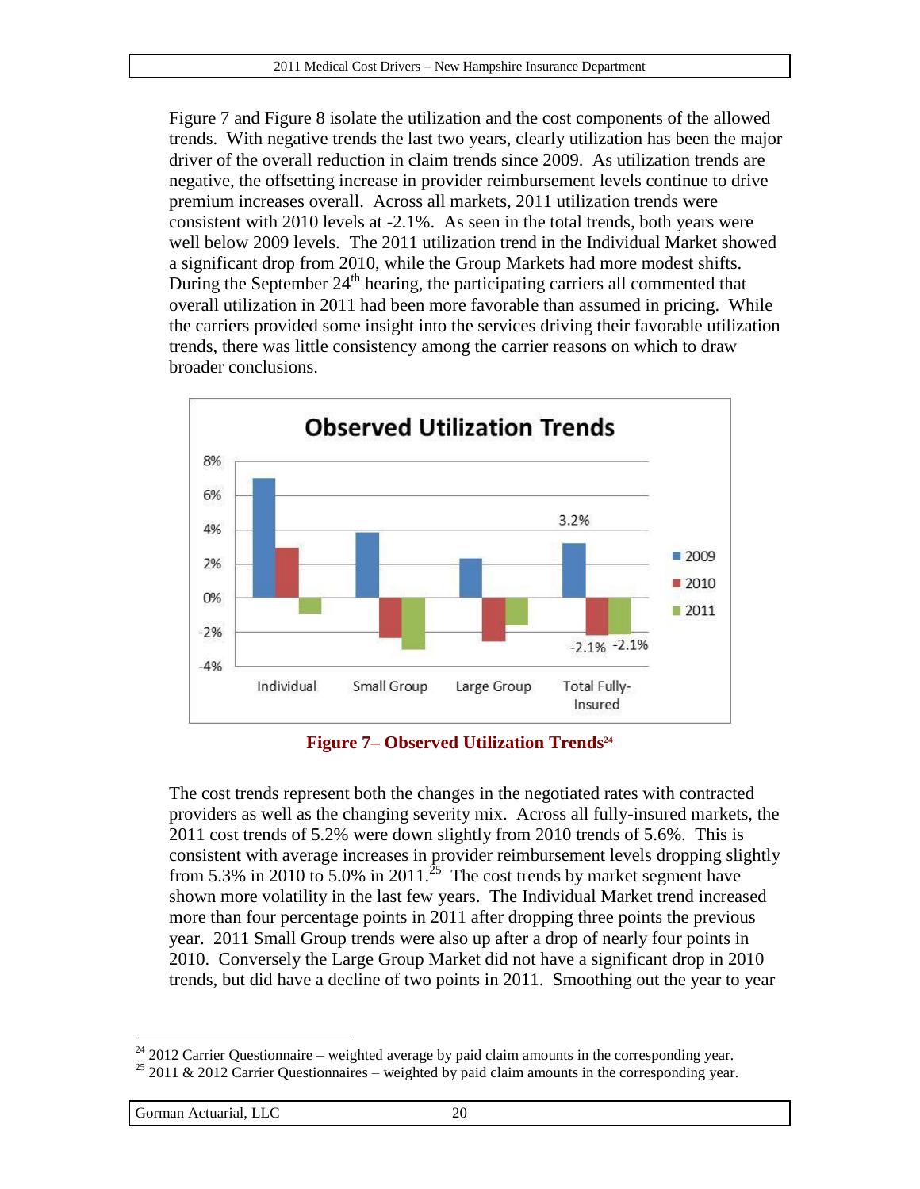Figure 7 and Figure 8 isolate the utilization and the cost components of the allowed trends. With negative trends the last two years, clearly utilization has been the major driver of the overall reduction in claim trends since 2009. As utilization trends are negative, the offsetting increase in provider reimbursement levels continue to drive premium increases overall. Across all markets, 2011 utilization trends were consistent with 2010 levels at -2.1%. As seen in the total trends, both years were well below 2009 levels. The 2011 utilization trend in the Individual Market showed a significant drop from 2010, while the Group Markets had more modest shifts. During the September 24th hearing, the participating carriers all commented that overall utilization in 2011 had been more favorable than assumed in pricing. While the carriers provided some insight into the services driving their favorable utilization trends, there was little consistency among the carrier reasons on which to draw broader conclusions.

**Figure 7– Observed Utilization Trends**[24]

The cost trends represent both the changes in the negotiated rates with contracted providers as well as the changing severity mix. Across all fully-insured markets, the 2011 cost trends of 5.2% were down slightly from 2010 trends of 5.6%. This is consistent with average increases in provider reimbursement levels dropping slightly from 5.3% in 2010 to 5.0% in 2011.[25] The cost trends by market segment have shown more volatility in the last few years. The Individual Market trend increased more than four percentage points in 2011 after dropping three points the previous year. 2011 Small Group trends were also up after a drop of nearly four points in 2010. Conversely the Large Group Market did not have a significant drop in 2010 trends, but did have a decline of two points in 2011. Smoothing out the year to year

---

[24] 2012 Carrier Questionnaire – weighted average by paid claim amounts in the corresponding year.

[25] 2011 & 2012 Carrier Questionnaires – weighted by paid claim amounts in the corresponding year.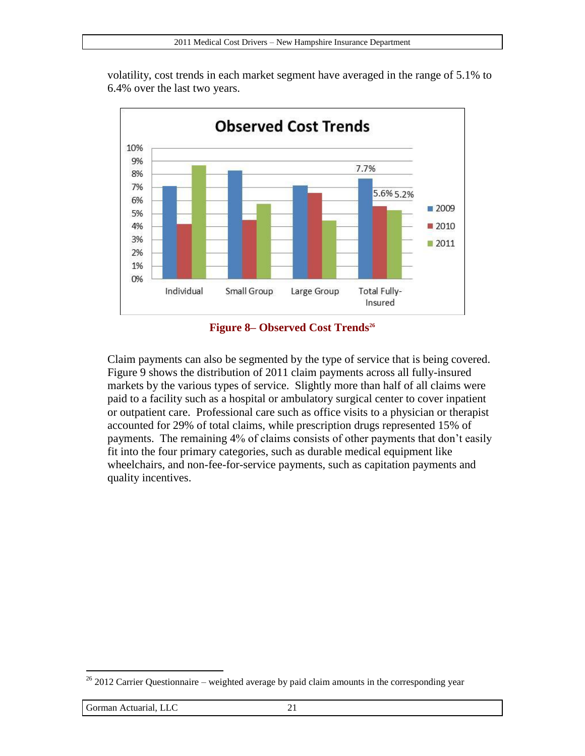volatility, cost trends in each market segment have averaged in the range of 5.1% to 6.4% over the last two years.

**Figure 8– Observed Cost Trends**[26]

Claim payments can also be segmented by the type of service that is being covered. Figure 9 shows the distribution of 2011 claim payments across all fully-insured markets by the various types of service. Slightly more than half of all claims were paid to a facility such as a hospital or ambulatory surgical center to cover inpatient or outpatient care. Professional care such as office visits to a physician or therapist accounted for 29% of total claims, while prescription drugs represented 15% of payments. The remaining 4% of claims consists of other payments that don't easily fit into the four primary categories, such as durable medical equipment like wheelchairs, and non-fee-for-service payments, such as capitation payments and quality incentives.

[26] 2012 Carrier Questionnaire – weighted average by paid claim amounts in the corresponding year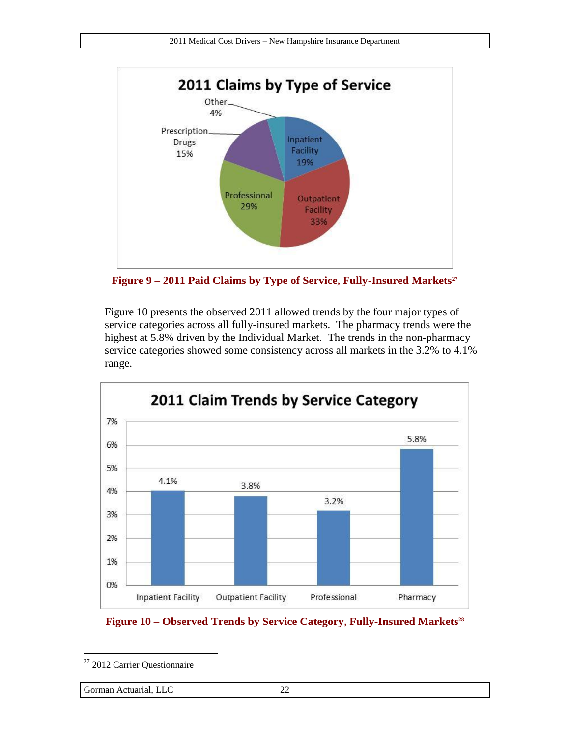2011 Claims by Type of Service

| Type of Service | Share |
|---|---|
| Inpatient Facility | 19% |
| Outpatient Facility | 33% |
| Professional | 29% |
| Prescription Drugs | 15% |
| Other | 4% |

**Figure 9 – 2011 Paid Claims by Type of Service, Fully-Insured Markets**[27]

Figure 10 presents the observed 2011 allowed trends by the four major types of service categories across all fully-insured markets. The pharmacy trends were the highest at 5.8% driven by the Individual Market. The trends in the non-pharmacy service categories showed some consistency across all markets in the 3.2% to 4.1% range.

2011 Claim Trends by Service Category

| Service Category | Trend |
|---|---|
| Inpatient Facility | 4.1% |
| Outpatient Facility | 3.8% |
| Professional | 3.2% |
| Pharmacy | 5.8% |

**Figure 10 – Observed Trends by Service Category, Fully-Insured Markets**[28]

[27] 2012 Carrier Questionnaire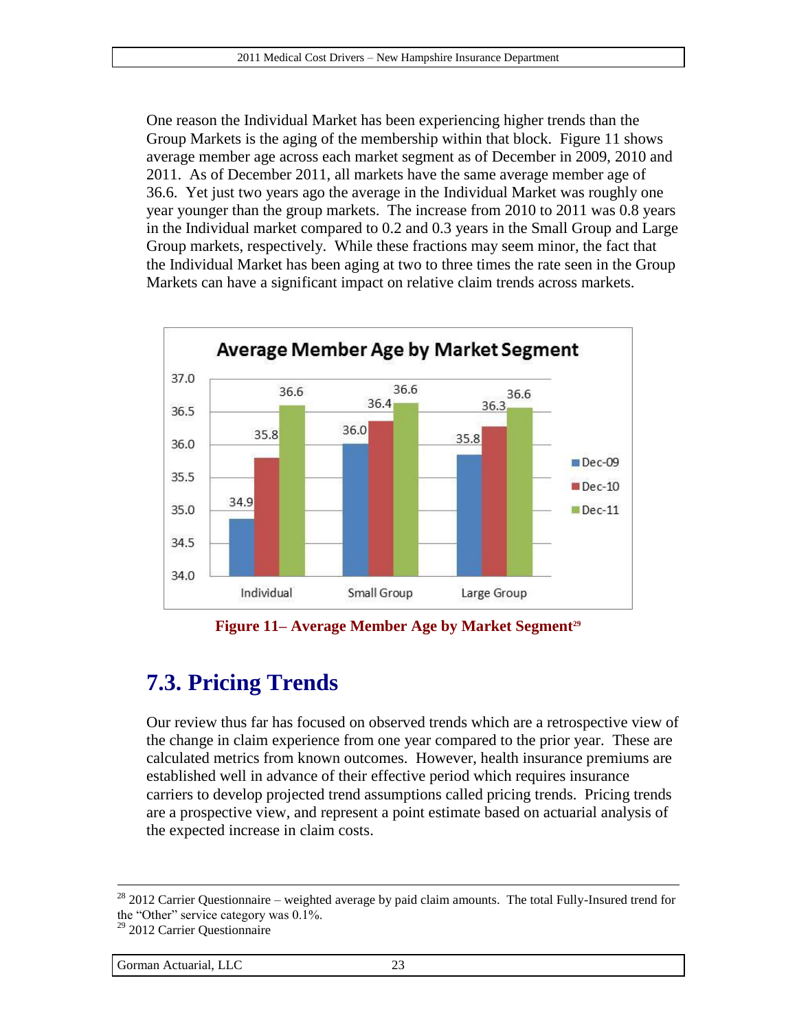One reason the Individual Market has been experiencing higher trends than the Group Markets is the aging of the membership within that block. Figure 11 shows average member age across each market segment as of December in 2009, 2010 and 2011. As of December 2011, all markets have the same average member age of 36.6. Yet just two years ago the average in the Individual Market was roughly one year younger than the group markets. The increase from 2010 to 2011 was 0.8 years in the Individual market compared to 0.2 and 0.3 years in the Small Group and Large Group markets, respectively. While these fractions may seem minor, the fact that the Individual Market has been aging at two to three times the rate seen in the Group Markets can have a significant impact on relative claim trends across markets.

**Average Member Age by Market Segment**

| | Dec-09 | Dec-10 | Dec-11 |
|---|---|---|---|
| Individual | 34.9 | 35.8 | 36.6 |
| Small Group | 36.0 | 36.4 | 36.6 |
| Large Group | 35.8 | 36.3 | 36.6 |

**Figure 11– Average Member Age by Market Segment[29]**

## 7.3. Pricing Trends

Our review thus far has focused on observed trends which are a retrospective view of the change in claim experience from one year compared to the prior year. These are calculated metrics from known outcomes. However, health insurance premiums are established well in advance of their effective period which requires insurance carriers to develop projected trend assumptions called pricing trends. Pricing trends are a prospective view, and represent a point estimate based on actuarial analysis of the expected increase in claim costs.

---

[28] 2012 Carrier Questionnaire – weighted average by paid claim amounts. The total Fully-Insured trend for the "Other" service category was 0.1%.

[29] 2012 Carrier Questionnaire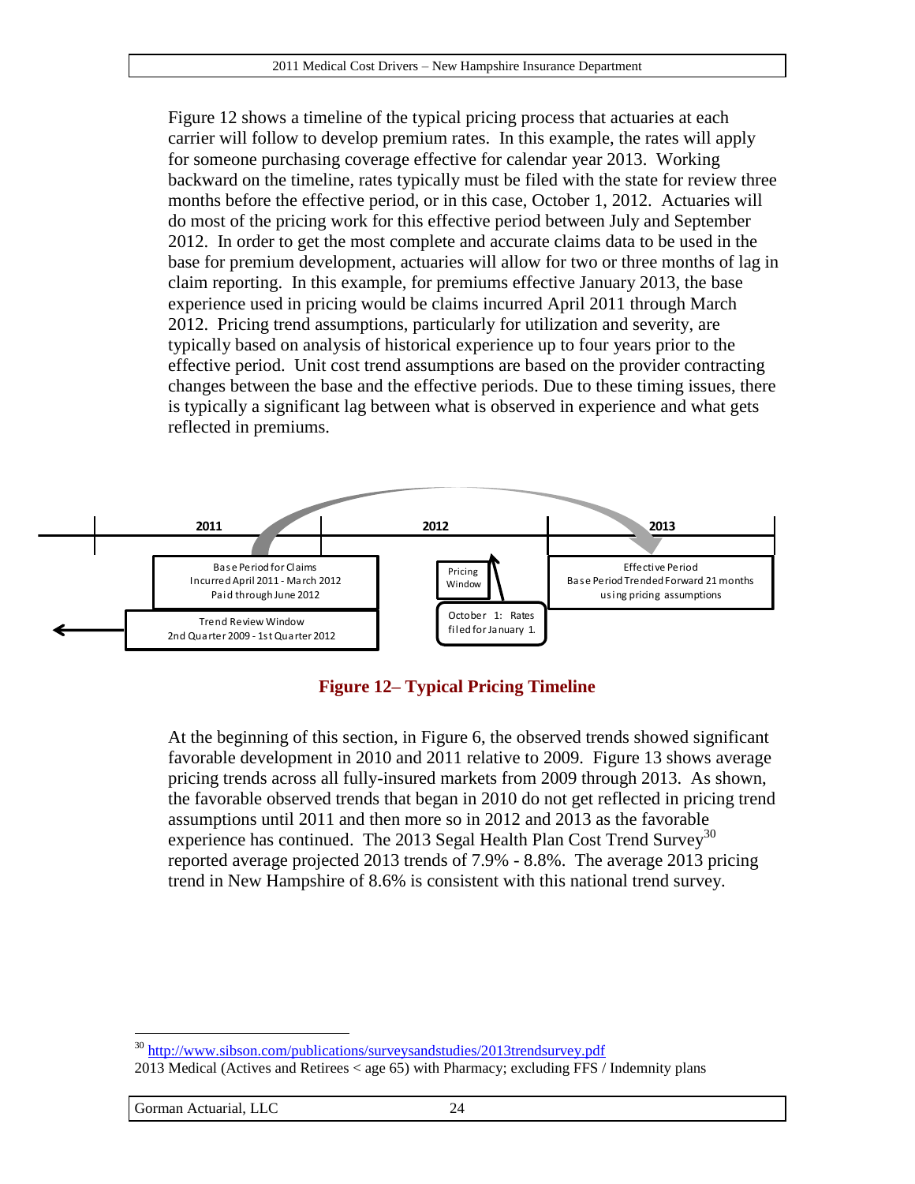Figure 12 shows a timeline of the typical pricing process that actuaries at each carrier will follow to develop premium rates. In this example, the rates will apply for someone purchasing coverage effective for calendar year 2013. Working backward on the timeline, rates typically must be filed with the state for review three months before the effective period, or in this case, October 1, 2012. Actuaries will do most of the pricing work for this effective period between July and September 2012. In order to get the most complete and accurate claims data to be used in the base for premium development, actuaries will allow for two or three months of lag in claim reporting. In this example, for premiums effective January 2013, the base experience used in pricing would be claims incurred April 2011 through March 2012. Pricing trend assumptions, particularly for utilization and severity, are typically based on analysis of historical experience up to four years prior to the effective period. Unit cost trend assumptions are based on the provider contracting changes between the base and the effective periods. Due to these timing issues, there is typically a significant lag between what is observed in experience and what gets reflected in premiums.

2011 | 2012 | 2013

Base Period for Claims Incurred April 2011 - March 2012 Paid through June 2012

Trend Review Window 2nd Quarter 2009 - 1st Quarter 2012

Pricing Window

October 1: Rates filed for January 1.

Effective Period Base Period Trended Forward 21 months using pricing assumptions

**Figure 12– Typical Pricing Timeline**

At the beginning of this section, in Figure 6, the observed trends showed significant favorable development in 2010 and 2011 relative to 2009. Figure 13 shows average pricing trends across all fully-insured markets from 2009 through 2013. As shown, the favorable observed trends that began in 2010 do not get reflected in pricing trend assumptions until 2011 and then more so in 2012 and 2013 as the favorable experience has continued. The 2013 Segal Health Plan Cost Trend Survey[30] reported average projected 2013 trends of 7.9% - 8.8%. The average 2013 pricing trend in New Hampshire of 8.6% is consistent with this national trend survey.

---

[30] http://www.sibson.com/publications/surveysandstudies/2013trendsurvey.pdf
2013 Medical (Actives and Retirees < age 65) with Pharmacy; excluding FFS / Indemnity plans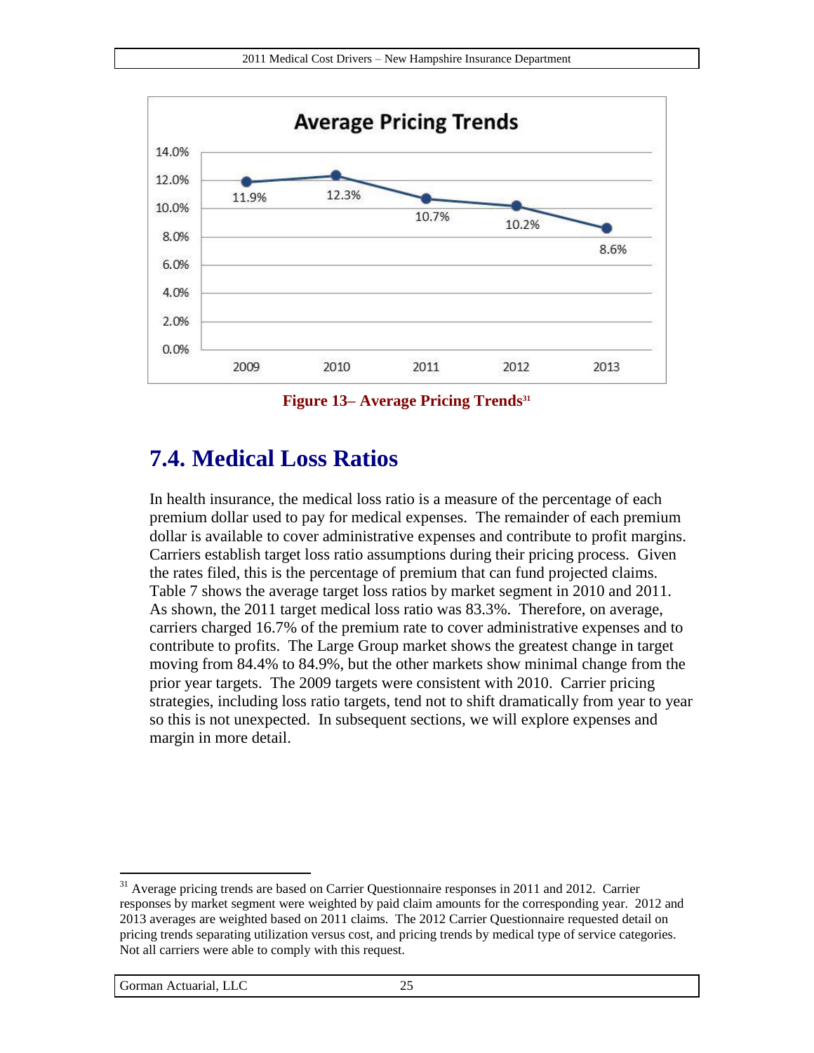**Average Pricing Trends**

| Year | Average Pricing Trend |
|---|---|
| 2009 | 11.9% |
| 2010 | 12.3% |
| 2011 | 10.7% |
| 2012 | 10.2% |
| 2013 | 8.6% |

**Figure 13– Average Pricing Trends[31]**

## 7.4. Medical Loss Ratios

In health insurance, the medical loss ratio is a measure of the percentage of each premium dollar used to pay for medical expenses. The remainder of each premium dollar is available to cover administrative expenses and contribute to profit margins. Carriers establish target loss ratio assumptions during their pricing process. Given the rates filed, this is the percentage of premium that can fund projected claims. Table 7 shows the average target loss ratios by market segment in 2010 and 2011. As shown, the 2011 target medical loss ratio was 83.3%. Therefore, on average, carriers charged 16.7% of the premium rate to cover administrative expenses and to contribute to profits. The Large Group market shows the greatest change in target moving from 84.4% to 84.9%, but the other markets show minimal change from the prior year targets. The 2009 targets were consistent with 2010. Carrier pricing strategies, including loss ratio targets, tend not to shift dramatically from year to year so this is not unexpected. In subsequent sections, we will explore expenses and margin in more detail.

[31] Average pricing trends are based on Carrier Questionnaire responses in 2011 and 2012. Carrier responses by market segment were weighted by paid claim amounts for the corresponding year. 2012 and 2013 averages are weighted based on 2011 claims. The 2012 Carrier Questionnaire requested detail on pricing trends separating utilization versus cost, and pricing trends by medical type of service categories. Not all carriers were able to comply with this request.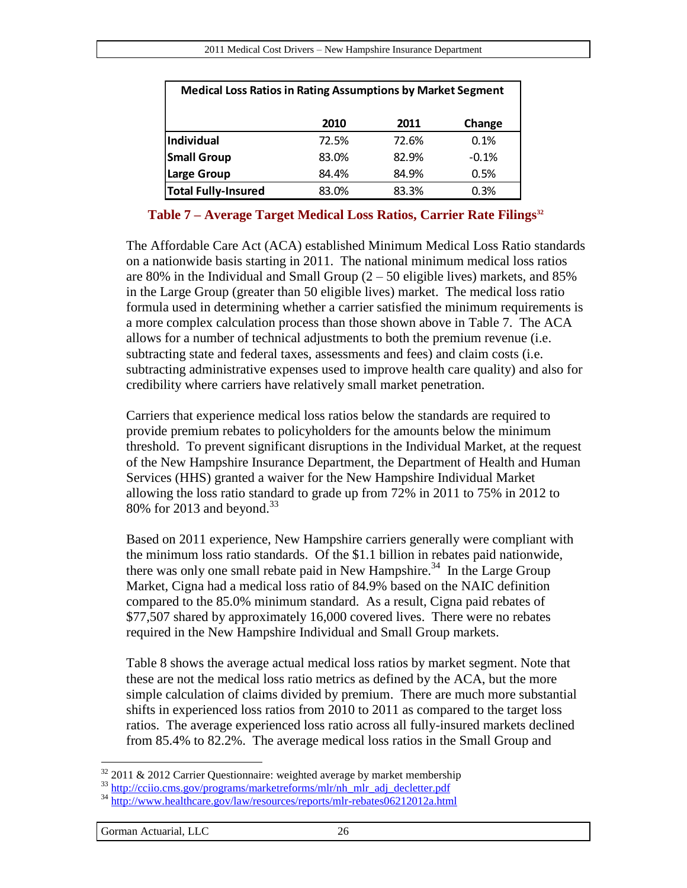| Medical Loss Ratios in Rating Assumptions by Market Segment | | | |
|---|---|---|---|
| | **2010** | **2011** | **Change** |
| **Individual** | 72.5% | 72.6% | 0.1% |
| **Small Group** | 83.0% | 82.9% | -0.1% |
| **Large Group** | 84.4% | 84.9% | 0.5% |
| **Total Fully-Insured** | 83.0% | 83.3% | 0.3% |

**Table 7 – Average Target Medical Loss Ratios, Carrier Rate Filings**[32]

The Affordable Care Act (ACA) established Minimum Medical Loss Ratio standards on a nationwide basis starting in 2011. The national minimum medical loss ratios are 80% in the Individual and Small Group (2 – 50 eligible lives) markets, and 85% in the Large Group (greater than 50 eligible lives) market. The medical loss ratio formula used in determining whether a carrier satisfied the minimum requirements is a more complex calculation process than those shown above in Table 7. The ACA allows for a number of technical adjustments to both the premium revenue (i.e. subtracting state and federal taxes, assessments and fees) and claim costs (i.e. subtracting administrative expenses used to improve health care quality) and also for credibility where carriers have relatively small market penetration.

Carriers that experience medical loss ratios below the standards are required to provide premium rebates to policyholders for the amounts below the minimum threshold. To prevent significant disruptions in the Individual Market, at the request of the New Hampshire Insurance Department, the Department of Health and Human Services (HHS) granted a waiver for the New Hampshire Individual Market allowing the loss ratio standard to grade up from 72% in 2011 to 75% in 2012 to 80% for 2013 and beyond.[33]

Based on 2011 experience, New Hampshire carriers generally were compliant with the minimum loss ratio standards. Of the $1.1 billion in rebates paid nationwide, there was only one small rebate paid in New Hampshire.[34] In the Large Group Market, Cigna had a medical loss ratio of 84.9% based on the NAIC definition compared to the 85.0% minimum standard. As a result, Cigna paid rebates of $77,507 shared by approximately 16,000 covered lives. There were no rebates required in the New Hampshire Individual and Small Group markets.

Table 8 shows the average actual medical loss ratios by market segment. Note that these are not the medical loss ratio metrics as defined by the ACA, but the more simple calculation of claims divided by premium. There are much more substantial shifts in experienced loss ratios from 2010 to 2011 as compared to the target loss ratios. The average experienced loss ratio across all fully-insured markets declined from 85.4% to 82.2%. The average medical loss ratios in the Small Group and

---

[32] 2011 & 2012 Carrier Questionnaire: weighted average by market membership

[33] http://cciio.cms.gov/programs/marketreforms/mlr/nh_mlr_adj_decletter.pdf

[34] http://www.healthcare.gov/law/resources/reports/mlr-rebates06212012a.html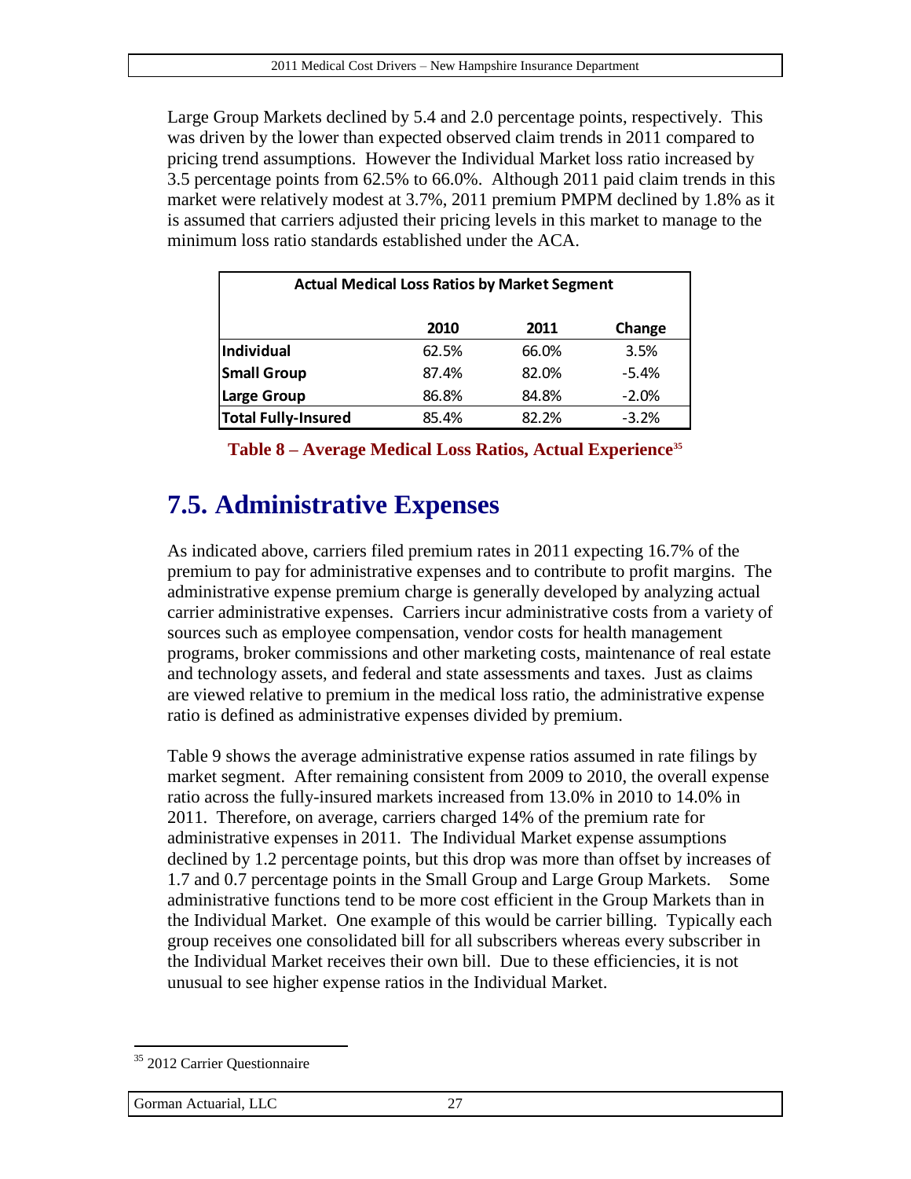Large Group Markets declined by 5.4 and 2.0 percentage points, respectively. This was driven by the lower than expected observed claim trends in 2011 compared to pricing trend assumptions. However the Individual Market loss ratio increased by 3.5 percentage points from 62.5% to 66.0%. Although 2011 paid claim trends in this market were relatively modest at 3.7%, 2011 premium PMPM declined by 1.8% as it is assumed that carriers adjusted their pricing levels in this market to manage to the minimum loss ratio standards established under the ACA.

| Actual Medical Loss Ratios by Market Segment | | | |
|---|---|---|---|
| | **2010** | **2011** | **Change** |
| **Individual** | 62.5% | 66.0% | 3.5% |
| **Small Group** | 87.4% | 82.0% | -5.4% |
| **Large Group** | 86.8% | 84.8% | -2.0% |
| **Total Fully-Insured** | 85.4% | 82.2% | -3.2% |

**Table 8 – Average Medical Loss Ratios, Actual Experience**[35]

## 7.5. Administrative Expenses

As indicated above, carriers filed premium rates in 2011 expecting 16.7% of the premium to pay for administrative expenses and to contribute to profit margins. The administrative expense premium charge is generally developed by analyzing actual carrier administrative expenses. Carriers incur administrative costs from a variety of sources such as employee compensation, vendor costs for health management programs, broker commissions and other marketing costs, maintenance of real estate and technology assets, and federal and state assessments and taxes. Just as claims are viewed relative to premium in the medical loss ratio, the administrative expense ratio is defined as administrative expenses divided by premium.

Table 9 shows the average administrative expense ratios assumed in rate filings by market segment. After remaining consistent from 2009 to 2010, the overall expense ratio across the fully-insured markets increased from 13.0% in 2010 to 14.0% in 2011. Therefore, on average, carriers charged 14% of the premium rate for administrative expenses in 2011. The Individual Market expense assumptions declined by 1.2 percentage points, but this drop was more than offset by increases of 1.7 and 0.7 percentage points in the Small Group and Large Group Markets. Some administrative functions tend to be more cost efficient in the Group Markets than in the Individual Market. One example of this would be carrier billing. Typically each group receives one consolidated bill for all subscribers whereas every subscriber in the Individual Market receives their own bill. Due to these efficiencies, it is not unusual to see higher expense ratios in the Individual Market.

[35] 2012 Carrier Questionnaire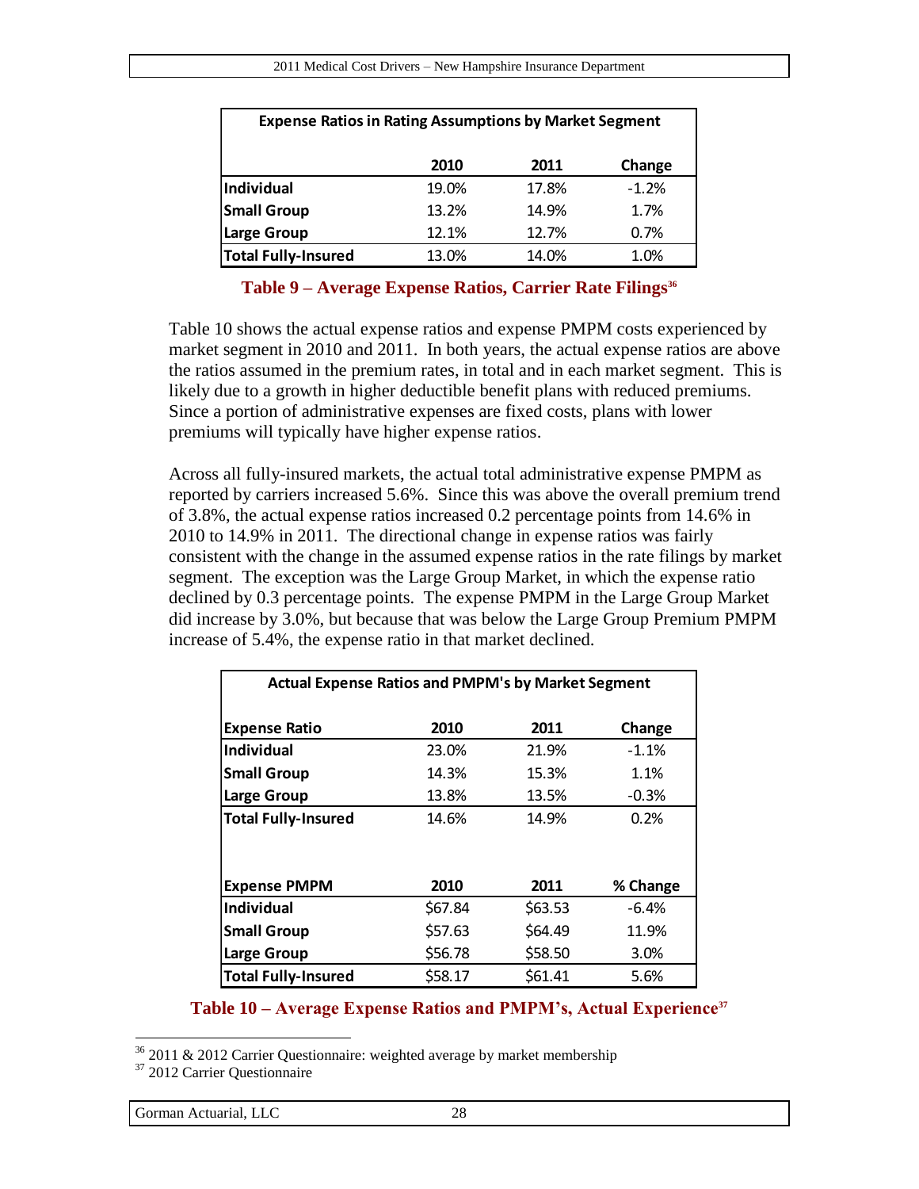| Expense Ratios in Rating Assumptions by Market Segment | | | |
|---|---|---|---|
| | 2010 | 2011 | Change |
| **Individual** | 19.0% | 17.8% | -1.2% |
| **Small Group** | 13.2% | 14.9% | 1.7% |
| **Large Group** | 12.1% | 12.7% | 0.7% |
| **Total Fully-Insured** | 13.0% | 14.0% | 1.0% |

**Table 9 – Average Expense Ratios, Carrier Rate Filings**[36]

Table 10 shows the actual expense ratios and expense PMPM costs experienced by market segment in 2010 and 2011. In both years, the actual expense ratios are above the ratios assumed in the premium rates, in total and in each market segment. This is likely due to a growth in higher deductible benefit plans with reduced premiums. Since a portion of administrative expenses are fixed costs, plans with lower premiums will typically have higher expense ratios.

Across all fully-insured markets, the actual total administrative expense PMPM as reported by carriers increased 5.6%. Since this was above the overall premium trend of 3.8%, the actual expense ratios increased 0.2 percentage points from 14.6% in 2010 to 14.9% in 2011. The directional change in expense ratios was fairly consistent with the change in the assumed expense ratios in the rate filings by market segment. The exception was the Large Group Market, in which the expense ratio declined by 0.3 percentage points. The expense PMPM in the Large Group Market did increase by 3.0%, but because that was below the Large Group Premium PMPM increase of 5.4%, the expense ratio in that market declined.

| Actual Expense Ratios and PMPM's by Market Segment | | | |
|---|---|---|---|
| **Expense Ratio** | 2010 | 2011 | Change |
| **Individual** | 23.0% | 21.9% | -1.1% |
| **Small Group** | 14.3% | 15.3% | 1.1% |
| **Large Group** | 13.8% | 13.5% | -0.3% |
| **Total Fully-Insured** | 14.6% | 14.9% | 0.2% |
| | | | |
| **Expense PMPM** | 2010 | 2011 | % Change |
| **Individual** | $67.84 | $63.53 | -6.4% |
| **Small Group** | $57.63 | $64.49 | 11.9% |
| **Large Group** | $56.78 | $58.50 | 3.0% |
| **Total Fully-Insured** | $58.17 | $61.41 | 5.6% |

**Table 10 – Average Expense Ratios and PMPM's, Actual Experience**[37]

[36] 2011 & 2012 Carrier Questionnaire: weighted average by market membership

[37] 2012 Carrier Questionnaire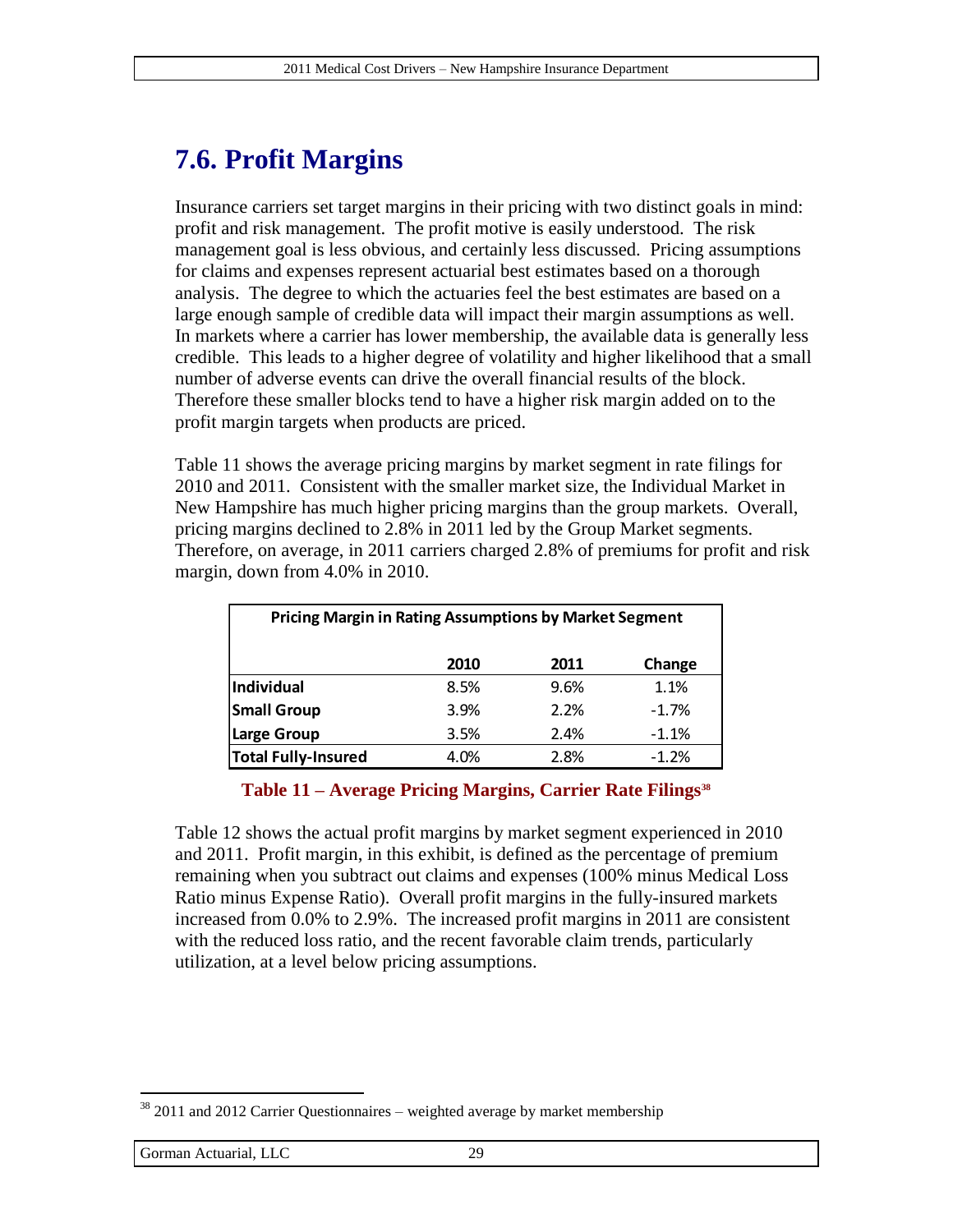# 7.6. Profit Margins

Insurance carriers set target margins in their pricing with two distinct goals in mind: profit and risk management. The profit motive is easily understood. The risk management goal is less obvious, and certainly less discussed. Pricing assumptions for claims and expenses represent actuarial best estimates based on a thorough analysis. The degree to which the actuaries feel the best estimates are based on a large enough sample of credible data will impact their margin assumptions as well. In markets where a carrier has lower membership, the available data is generally less credible. This leads to a higher degree of volatility and higher likelihood that a small number of adverse events can drive the overall financial results of the block. Therefore these smaller blocks tend to have a higher risk margin added on to the profit margin targets when products are priced.

Table 11 shows the average pricing margins by market segment in rate filings for 2010 and 2011. Consistent with the smaller market size, the Individual Market in New Hampshire has much higher pricing margins than the group markets. Overall, pricing margins declined to 2.8% in 2011 led by the Group Market segments. Therefore, on average, in 2011 carriers charged 2.8% of premiums for profit and risk margin, down from 4.0% in 2010.

| Pricing Margin in Rating Assumptions by Market Segment | | | |
|---|---|---|---|
| | **2010** | **2011** | **Change** |
| **Individual** | 8.5% | 9.6% | 1.1% |
| **Small Group** | 3.9% | 2.2% | -1.7% |
| **Large Group** | 3.5% | 2.4% | -1.1% |
| **Total Fully-Insured** | 4.0% | 2.8% | -1.2% |

**Table 11 – Average Pricing Margins, Carrier Rate Filings[38]**

Table 12 shows the actual profit margins by market segment experienced in 2010 and 2011. Profit margin, in this exhibit, is defined as the percentage of premium remaining when you subtract out claims and expenses (100% minus Medical Loss Ratio minus Expense Ratio). Overall profit margins in the fully-insured markets increased from 0.0% to 2.9%. The increased profit margins in 2011 are consistent with the reduced loss ratio, and the recent favorable claim trends, particularly utilization, at a level below pricing assumptions.

[38] 2011 and 2012 Carrier Questionnaires – weighted average by market membership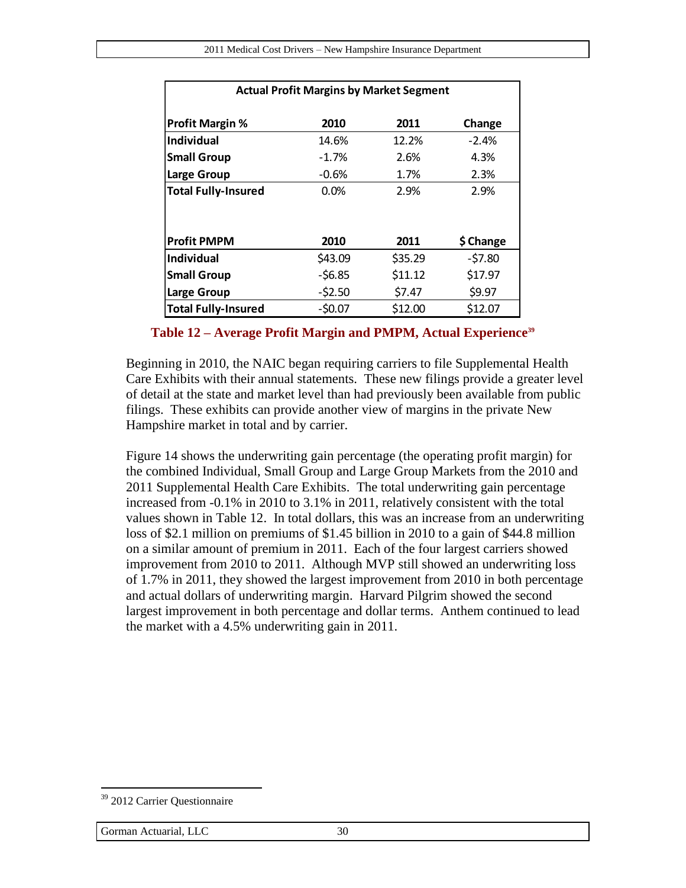| Actual Profit Margins by Market Segment | | | |
|---|---|---|---|
| **Profit Margin %** | **2010** | **2011** | **Change** |
| **Individual** | 14.6% | 12.2% | -2.4% |
| **Small Group** | -1.7% | 2.6% | 4.3% |
| **Large Group** | -0.6% | 1.7% | 2.3% |
| **Total Fully-Insured** | 0.0% | 2.9% | 2.9% |
| | | | |
| **Profit PMPM** | **2010** | **2011** | **$ Change** |
| **Individual** | $43.09 | $35.29 | -$7.80 |
| **Small Group** | -$6.85 | $11.12 | $17.97 |
| **Large Group** | -$2.50 | $7.47 | $9.97 |
| **Total Fully-Insured** | -$0.07 | $12.00 | $12.07 |

**Table 12 – Average Profit Margin and PMPM, Actual Experience[39]**

Beginning in 2010, the NAIC began requiring carriers to file Supplemental Health Care Exhibits with their annual statements. These new filings provide a greater level of detail at the state and market level than had previously been available from public filings. These exhibits can provide another view of margins in the private New Hampshire market in total and by carrier.

Figure 14 shows the underwriting gain percentage (the operating profit margin) for the combined Individual, Small Group and Large Group Markets from the 2010 and 2011 Supplemental Health Care Exhibits. The total underwriting gain percentage increased from -0.1% in 2010 to 3.1% in 2011, relatively consistent with the total values shown in Table 12. In total dollars, this was an increase from an underwriting loss of $2.1 million on premiums of $1.45 billion in 2010 to a gain of $44.8 million on a similar amount of premium in 2011. Each of the four largest carriers showed improvement from 2010 to 2011. Although MVP still showed an underwriting loss of 1.7% in 2011, they showed the largest improvement from 2010 in both percentage and actual dollars of underwriting margin. Harvard Pilgrim showed the second largest improvement in both percentage and dollar terms. Anthem continued to lead the market with a 4.5% underwriting gain in 2011.

[39] 2012 Carrier Questionnaire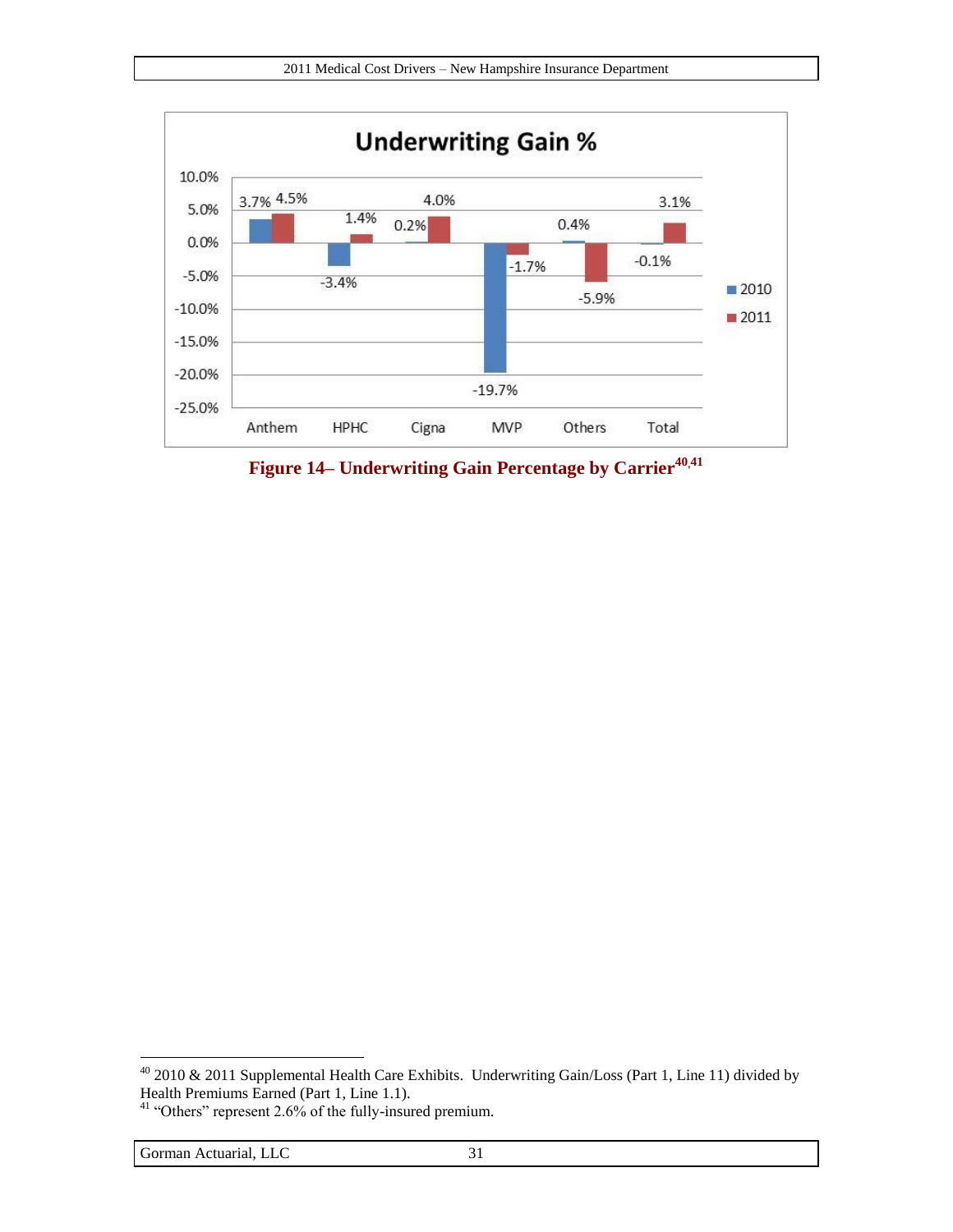**Underwriting Gain %**

| | 2010 | 2011 |
|---|---|---|
| Anthem | 3.7% | 4.5% |
| HPHC | -3.4% | 1.4% |
| Cigna | 0.2% | 4.0% |
| MVP | -19.7% | -1.7% |
| Others | 0.4% | -5.9% |
| Total | -0.1% | 3.1% |

**Figure 14– Underwriting Gain Percentage by Carrier[40,41]**

---

[40] 2010 & 2011 Supplemental Health Care Exhibits. Underwriting Gain/Loss (Part 1, Line 11) divided by Health Premiums Earned (Part 1, Line 1.1).

[41] "Others" represent 2.6% of the fully-insured premium.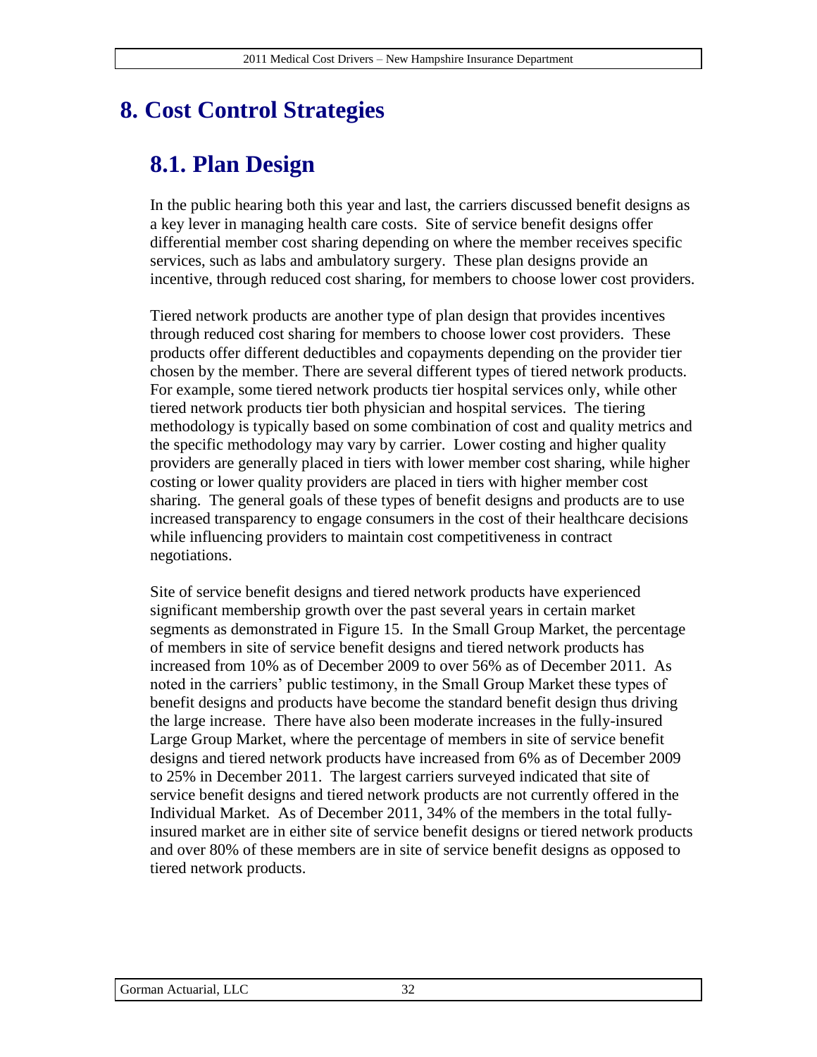# 8. Cost Control Strategies

## 8.1. Plan Design

In the public hearing both this year and last, the carriers discussed benefit designs as a key lever in managing health care costs. Site of service benefit designs offer differential member cost sharing depending on where the member receives specific services, such as labs and ambulatory surgery. These plan designs provide an incentive, through reduced cost sharing, for members to choose lower cost providers.

Tiered network products are another type of plan design that provides incentives through reduced cost sharing for members to choose lower cost providers. These products offer different deductibles and copayments depending on the provider tier chosen by the member. There are several different types of tiered network products. For example, some tiered network products tier hospital services only, while other tiered network products tier both physician and hospital services. The tiering methodology is typically based on some combination of cost and quality metrics and the specific methodology may vary by carrier. Lower costing and higher quality providers are generally placed in tiers with lower member cost sharing, while higher costing or lower quality providers are placed in tiers with higher member cost sharing. The general goals of these types of benefit designs and products are to use increased transparency to engage consumers in the cost of their healthcare decisions while influencing providers to maintain cost competitiveness in contract negotiations.

Site of service benefit designs and tiered network products have experienced significant membership growth over the past several years in certain market segments as demonstrated in Figure 15. In the Small Group Market, the percentage of members in site of service benefit designs and tiered network products has increased from 10% as of December 2009 to over 56% as of December 2011. As noted in the carriers' public testimony, in the Small Group Market these types of benefit designs and products have become the standard benefit design thus driving the large increase. There have also been moderate increases in the fully-insured Large Group Market, where the percentage of members in site of service benefit designs and tiered network products have increased from 6% as of December 2009 to 25% in December 2011. The largest carriers surveyed indicated that site of service benefit designs and tiered network products are not currently offered in the Individual Market. As of December 2011, 34% of the members in the total fully-insured market are in either site of service benefit designs or tiered network products and over 80% of these members are in site of service benefit designs as opposed to tiered network products.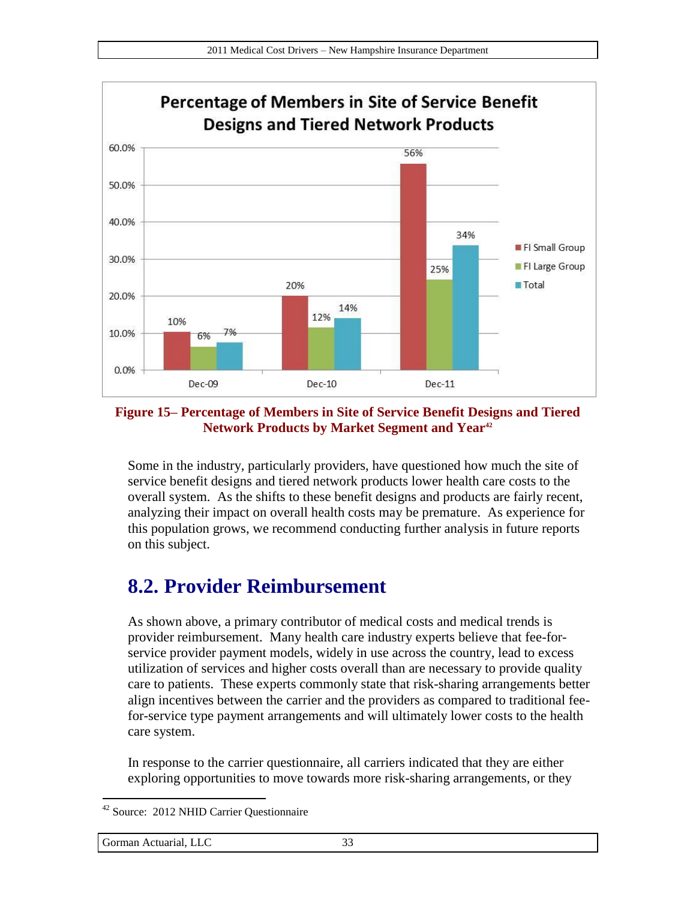Percentage of Members in Site of Service Benefit Designs and Tiered Network Products

| | FI Small Group | FI Large Group | Total |
|---|---|---|---|
| Dec-09 | 10% | 6% | 7% |
| Dec-10 | 20% | 12% | 14% |
| Dec-11 | 56% | 25% | 34% |

**Figure 15– Percentage of Members in Site of Service Benefit Designs and Tiered Network Products by Market Segment and Year**[42]

Some in the industry, particularly providers, have questioned how much the site of service benefit designs and tiered network products lower health care costs to the overall system. As the shifts to these benefit designs and products are fairly recent, analyzing their impact on overall health costs may be premature. As experience for this population grows, we recommend conducting further analysis in future reports on this subject.

## 8.2. Provider Reimbursement

As shown above, a primary contributor of medical costs and medical trends is provider reimbursement. Many health care industry experts believe that fee-for-service provider payment models, widely in use across the country, lead to excess utilization of services and higher costs overall than are necessary to provide quality care to patients. These experts commonly state that risk-sharing arrangements better align incentives between the carrier and the providers as compared to traditional fee-for-service type payment arrangements and will ultimately lower costs to the health care system.

In response to the carrier questionnaire, all carriers indicated that they are either exploring opportunities to move towards more risk-sharing arrangements, or they

[42] Source: 2012 NHID Carrier Questionnaire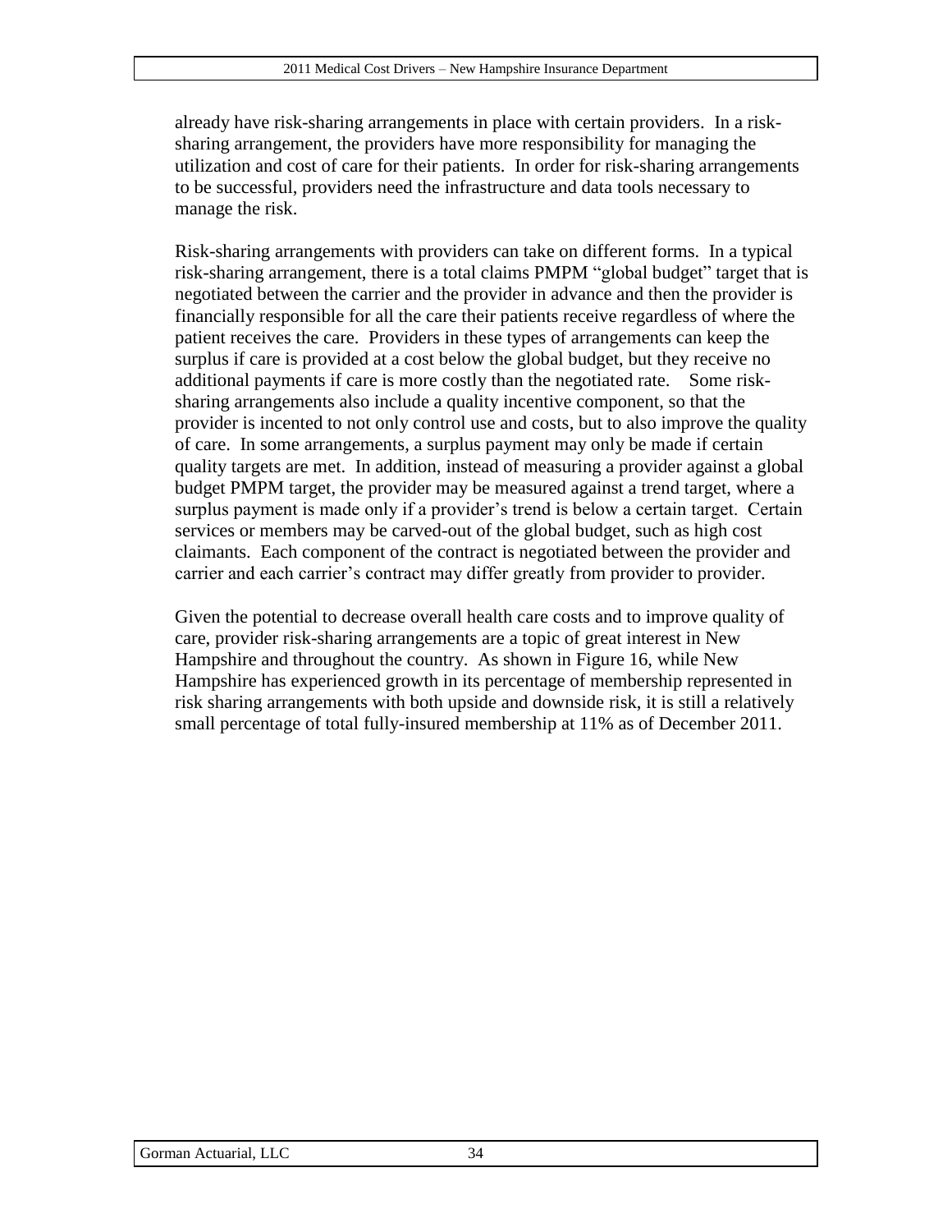already have risk-sharing arrangements in place with certain providers. In a risk-sharing arrangement, the providers have more responsibility for managing the utilization and cost of care for their patients. In order for risk-sharing arrangements to be successful, providers need the infrastructure and data tools necessary to manage the risk.

Risk-sharing arrangements with providers can take on different forms. In a typical risk-sharing arrangement, there is a total claims PMPM "global budget" target that is negotiated between the carrier and the provider in advance and then the provider is financially responsible for all the care their patients receive regardless of where the patient receives the care. Providers in these types of arrangements can keep the surplus if care is provided at a cost below the global budget, but they receive no additional payments if care is more costly than the negotiated rate. Some risk-sharing arrangements also include a quality incentive component, so that the provider is incented to not only control use and costs, but to also improve the quality of care. In some arrangements, a surplus payment may only be made if certain quality targets are met. In addition, instead of measuring a provider against a global budget PMPM target, the provider may be measured against a trend target, where a surplus payment is made only if a provider's trend is below a certain target. Certain services or members may be carved-out of the global budget, such as high cost claimants. Each component of the contract is negotiated between the provider and carrier and each carrier's contract may differ greatly from provider to provider.

Given the potential to decrease overall health care costs and to improve quality of care, provider risk-sharing arrangements are a topic of great interest in New Hampshire and throughout the country. As shown in Figure 16, while New Hampshire has experienced growth in its percentage of membership represented in risk sharing arrangements with both upside and downside risk, it is still a relatively small percentage of total fully-insured membership at 11% as of December 2011.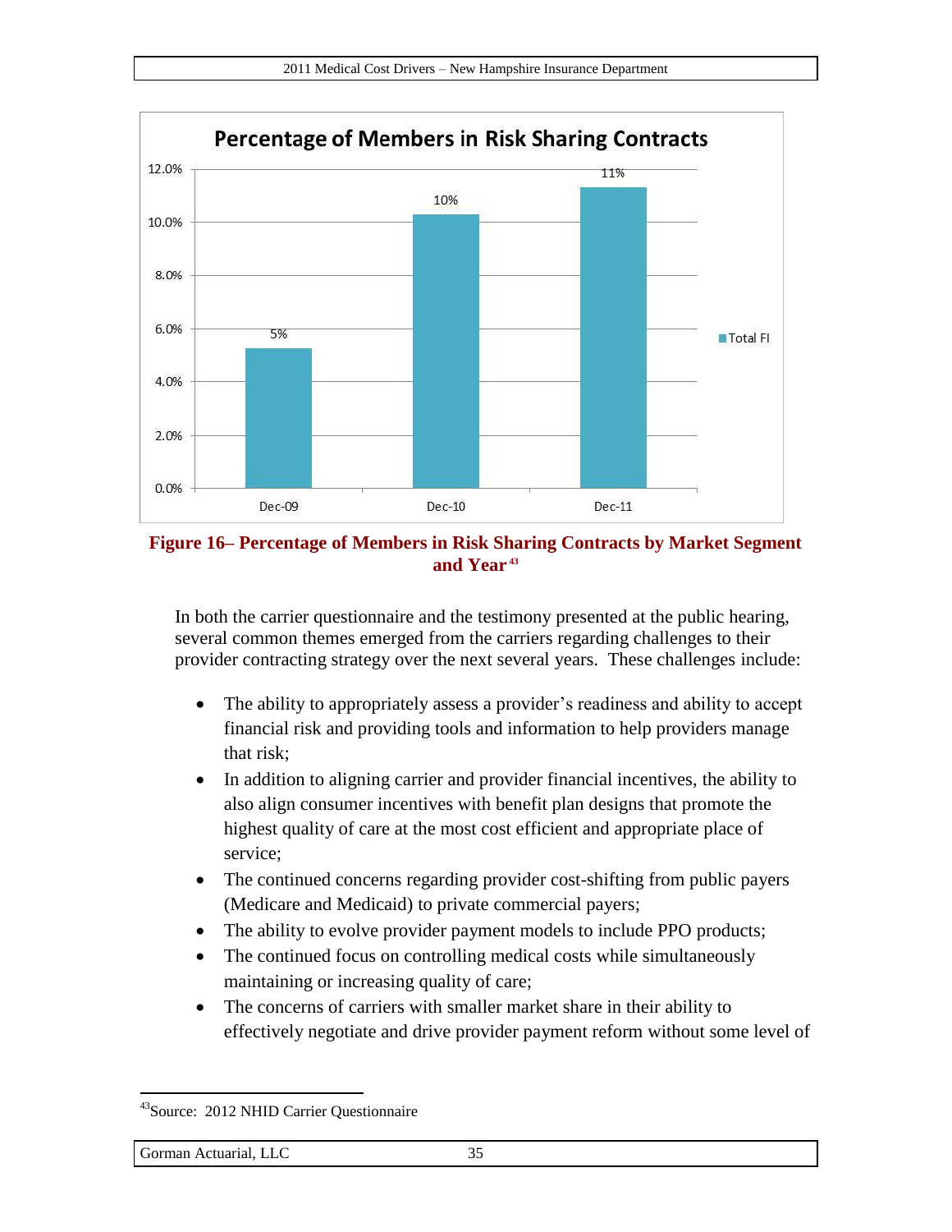**Percentage of Members in Risk Sharing Contracts**

| | Total FI |
|---|---|
| Dec-09 | 5% |
| Dec-10 | 10% |
| Dec-11 | 11% |

**Figure 16– Percentage of Members in Risk Sharing Contracts by Market Segment and Year**[43]

In both the carrier questionnaire and the testimony presented at the public hearing, several common themes emerged from the carriers regarding challenges to their provider contracting strategy over the next several years. These challenges include:

- The ability to appropriately assess a provider's readiness and ability to accept financial risk and providing tools and information to help providers manage that risk;
- In addition to aligning carrier and provider financial incentives, the ability to also align consumer incentives with benefit plan designs that promote the highest quality of care at the most cost efficient and appropriate place of service;
- The continued concerns regarding provider cost-shifting from public payers (Medicare and Medicaid) to private commercial payers;
- The ability to evolve provider payment models to include PPO products;
- The continued focus on controlling medical costs while simultaneously maintaining or increasing quality of care;
- The concerns of carriers with smaller market share in their ability to effectively negotiate and drive provider payment reform without some level of

[43] Source: 2012 NHID Carrier Questionnaire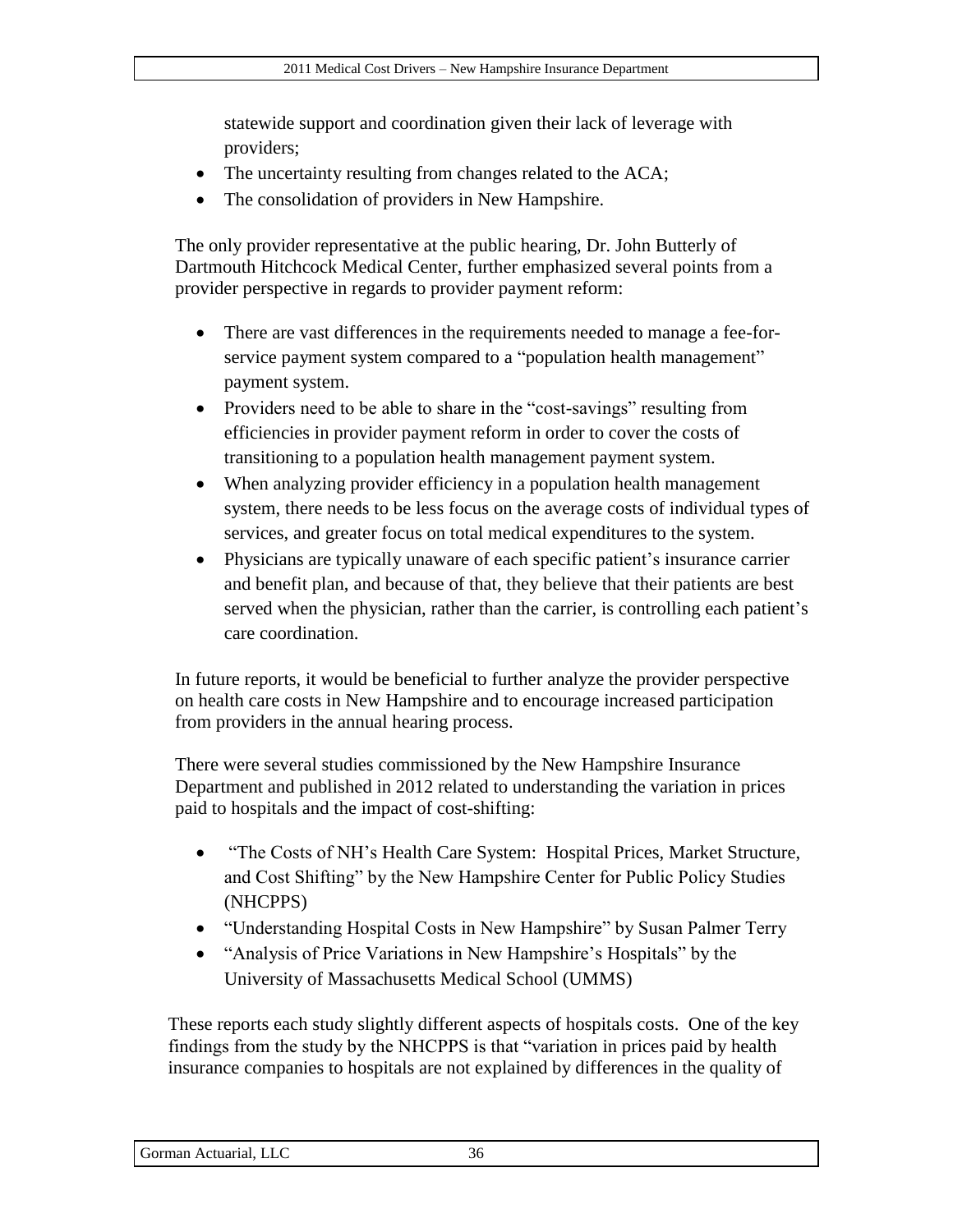statewide support and coordination given their lack of leverage with providers;

- The uncertainty resulting from changes related to the ACA;
- The consolidation of providers in New Hampshire.

The only provider representative at the public hearing, Dr. John Butterly of Dartmouth Hitchcock Medical Center, further emphasized several points from a provider perspective in regards to provider payment reform:

- There are vast differences in the requirements needed to manage a fee-for-service payment system compared to a "population health management" payment system.
- Providers need to be able to share in the "cost-savings" resulting from efficiencies in provider payment reform in order to cover the costs of transitioning to a population health management payment system.
- When analyzing provider efficiency in a population health management system, there needs to be less focus on the average costs of individual types of services, and greater focus on total medical expenditures to the system.
- Physicians are typically unaware of each specific patient's insurance carrier and benefit plan, and because of that, they believe that their patients are best served when the physician, rather than the carrier, is controlling each patient's care coordination.

In future reports, it would be beneficial to further analyze the provider perspective on health care costs in New Hampshire and to encourage increased participation from providers in the annual hearing process.

There were several studies commissioned by the New Hampshire Insurance Department and published in 2012 related to understanding the variation in prices paid to hospitals and the impact of cost-shifting:

- "The Costs of NH's Health Care System: Hospital Prices, Market Structure, and Cost Shifting" by the New Hampshire Center for Public Policy Studies (NHCPPS)
- "Understanding Hospital Costs in New Hampshire" by Susan Palmer Terry
- "Analysis of Price Variations in New Hampshire's Hospitals" by the University of Massachusetts Medical School (UMMS)

These reports each study slightly different aspects of hospitals costs. One of the key findings from the study by the NHCPPS is that "variation in prices paid by health insurance companies to hospitals are not explained by differences in the quality of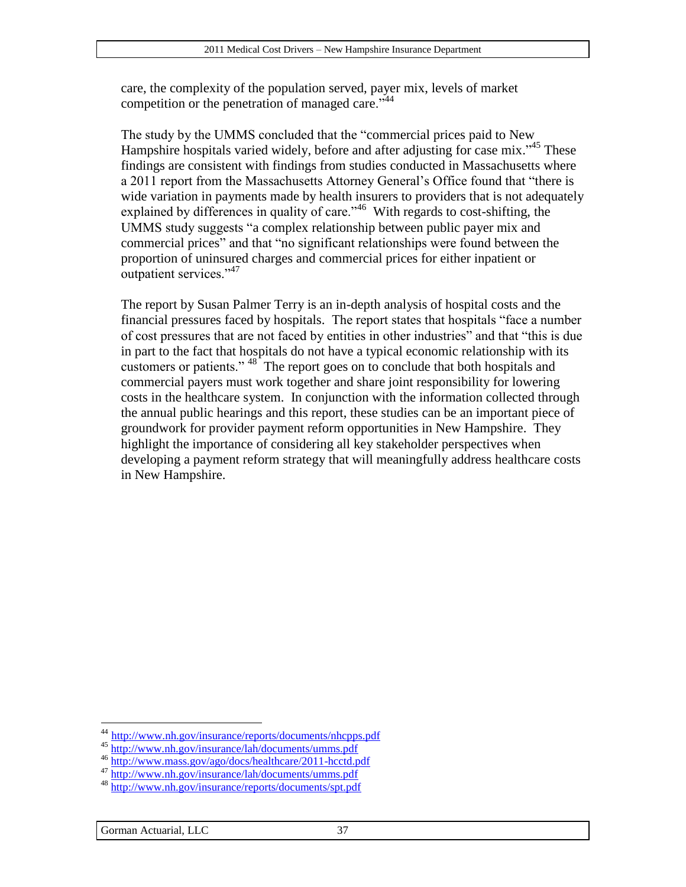care, the complexity of the population served, payer mix, levels of market competition or the penetration of managed care."[44]

The study by the UMMS concluded that the "commercial prices paid to New Hampshire hospitals varied widely, before and after adjusting for case mix."[45] These findings are consistent with findings from studies conducted in Massachusetts where a 2011 report from the Massachusetts Attorney General's Office found that "there is wide variation in payments made by health insurers to providers that is not adequately explained by differences in quality of care."[46] With regards to cost-shifting, the UMMS study suggests "a complex relationship between public payer mix and commercial prices" and that "no significant relationships were found between the proportion of uninsured charges and commercial prices for either inpatient or outpatient services."[47]

The report by Susan Palmer Terry is an in-depth analysis of hospital costs and the financial pressures faced by hospitals. The report states that hospitals "face a number of cost pressures that are not faced by entities in other industries" and that "this is due in part to the fact that hospitals do not have a typical economic relationship with its customers or patients." [48] The report goes on to conclude that both hospitals and commercial payers must work together and share joint responsibility for lowering costs in the healthcare system. In conjunction with the information collected through the annual public hearings and this report, these studies can be an important piece of groundwork for provider payment reform opportunities in New Hampshire. They highlight the importance of considering all key stakeholder perspectives when developing a payment reform strategy that will meaningfully address healthcare costs in New Hampshire.

---

[44] http://www.nh.gov/insurance/reports/documents/nhcpps.pdf
[45] http://www.nh.gov/insurance/lah/documents/umms.pdf
[46] http://www.mass.gov/ago/docs/healthcare/2011-hcctd.pdf
[47] http://www.nh.gov/insurance/lah/documents/umms.pdf
[48] http://www.nh.gov/insurance/reports/documents/spt.pdf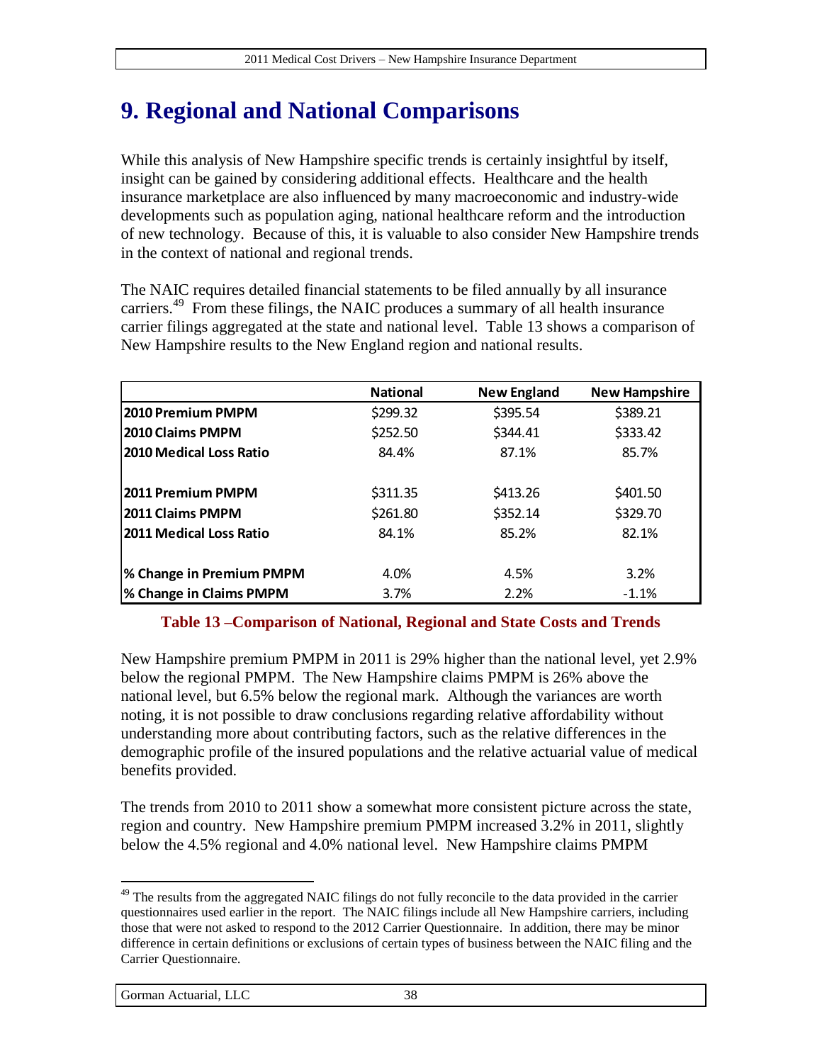# 9. Regional and National Comparisons

While this analysis of New Hampshire specific trends is certainly insightful by itself, insight can be gained by considering additional effects. Healthcare and the health insurance marketplace are also influenced by many macroeconomic and industry-wide developments such as population aging, national healthcare reform and the introduction of new technology. Because of this, it is valuable to also consider New Hampshire trends in the context of national and regional trends.

The NAIC requires detailed financial statements to be filed annually by all insurance carriers.[49] From these filings, the NAIC produces a summary of all health insurance carrier filings aggregated at the state and national level. Table 13 shows a comparison of New Hampshire results to the New England region and national results.

| | National | New England | New Hampshire |
|---|---|---|---|
| **2010 Premium PMPM** | $299.32 | $395.54 | $389.21 |
| **2010 Claims PMPM** | $252.50 | $344.41 | $333.42 |
| **2010 Medical Loss Ratio** | 84.4% | 87.1% | 85.7% |
| | | | |
| **2011 Premium PMPM** | $311.35 | $413.26 | $401.50 |
| **2011 Claims PMPM** | $261.80 | $352.14 | $329.70 |
| **2011 Medical Loss Ratio** | 84.1% | 85.2% | 82.1% |
| | | | |
| **% Change in Premium PMPM** | 4.0% | 4.5% | 3.2% |
| **% Change in Claims PMPM** | 3.7% | 2.2% | -1.1% |

**Table 13 –Comparison of National, Regional and State Costs and Trends**

New Hampshire premium PMPM in 2011 is 29% higher than the national level, yet 2.9% below the regional PMPM. The New Hampshire claims PMPM is 26% above the national level, but 6.5% below the regional mark. Although the variances are worth noting, it is not possible to draw conclusions regarding relative affordability without understanding more about contributing factors, such as the relative differences in the demographic profile of the insured populations and the relative actuarial value of medical benefits provided.

The trends from 2010 to 2011 show a somewhat more consistent picture across the state, region and country. New Hampshire premium PMPM increased 3.2% in 2011, slightly below the 4.5% regional and 4.0% national level. New Hampshire claims PMPM

[49] The results from the aggregated NAIC filings do not fully reconcile to the data provided in the carrier questionnaires used earlier in the report. The NAIC filings include all New Hampshire carriers, including those that were not asked to respond to the 2012 Carrier Questionnaire. In addition, there may be minor difference in certain definitions or exclusions of certain types of business between the NAIC filing and the Carrier Questionnaire.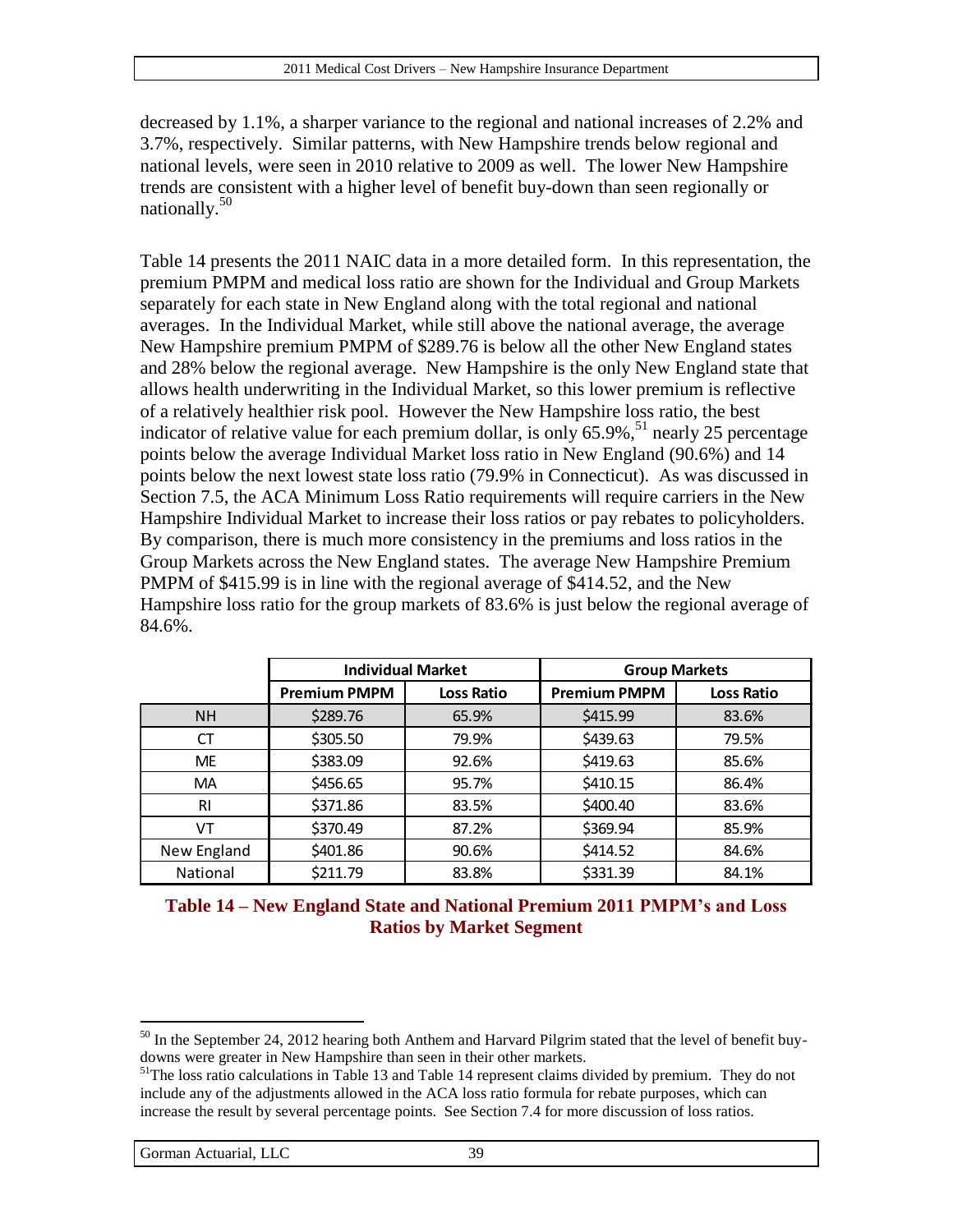decreased by 1.1%, a sharper variance to the regional and national increases of 2.2% and 3.7%, respectively. Similar patterns, with New Hampshire trends below regional and national levels, were seen in 2010 relative to 2009 as well. The lower New Hampshire trends are consistent with a higher level of benefit buy-down than seen regionally or nationally.[50]

Table 14 presents the 2011 NAIC data in a more detailed form. In this representation, the premium PMPM and medical loss ratio are shown for the Individual and Group Markets separately for each state in New England along with the total regional and national averages. In the Individual Market, while still above the national average, the average New Hampshire premium PMPM of $289.76 is below all the other New England states and 28% below the regional average. New Hampshire is the only New England state that allows health underwriting in the Individual Market, so this lower premium is reflective of a relatively healthier risk pool. However the New Hampshire loss ratio, the best indicator of relative value for each premium dollar, is only 65.9%,[51] nearly 25 percentage points below the average Individual Market loss ratio in New England (90.6%) and 14 points below the next lowest state loss ratio (79.9% in Connecticut). As was discussed in Section 7.5, the ACA Minimum Loss Ratio requirements will require carriers in the New Hampshire Individual Market to increase their loss ratios or pay rebates to policyholders. By comparison, there is much more consistency in the premiums and loss ratios in the Group Markets across the New England states. The average New Hampshire Premium PMPM of $415.99 is in line with the regional average of $414.52, and the New Hampshire loss ratio for the group markets of 83.6% is just below the regional average of 84.6%.

| | Individual Market | | Group Markets | |
|---|---|---|---|---|
| | Premium PMPM | Loss Ratio | Premium PMPM | Loss Ratio |
| NH | $289.76 | 65.9% | $415.99 | 83.6% |
| CT | $305.50 | 79.9% | $439.63 | 79.5% |
| ME | $383.09 | 92.6% | $419.63 | 85.6% |
| MA | $456.65 | 95.7% | $410.15 | 86.4% |
| RI | $371.86 | 83.5% | $400.40 | 83.6% |
| VT | $370.49 | 87.2% | $369.94 | 85.9% |
| New England | $401.86 | 90.6% | $414.52 | 84.6% |
| National | $211.79 | 83.8% | $331.39 | 84.1% |

**Table 14 – New England State and National Premium 2011 PMPM's and Loss Ratios by Market Segment**

[50] In the September 24, 2012 hearing both Anthem and Harvard Pilgrim stated that the level of benefit buy-downs were greater in New Hampshire than seen in their other markets.

[51] The loss ratio calculations in Table 13 and Table 14 represent claims divided by premium. They do not include any of the adjustments allowed in the ACA loss ratio formula for rebate purposes, which can increase the result by several percentage points. See Section 7.4 for more discussion of loss ratios.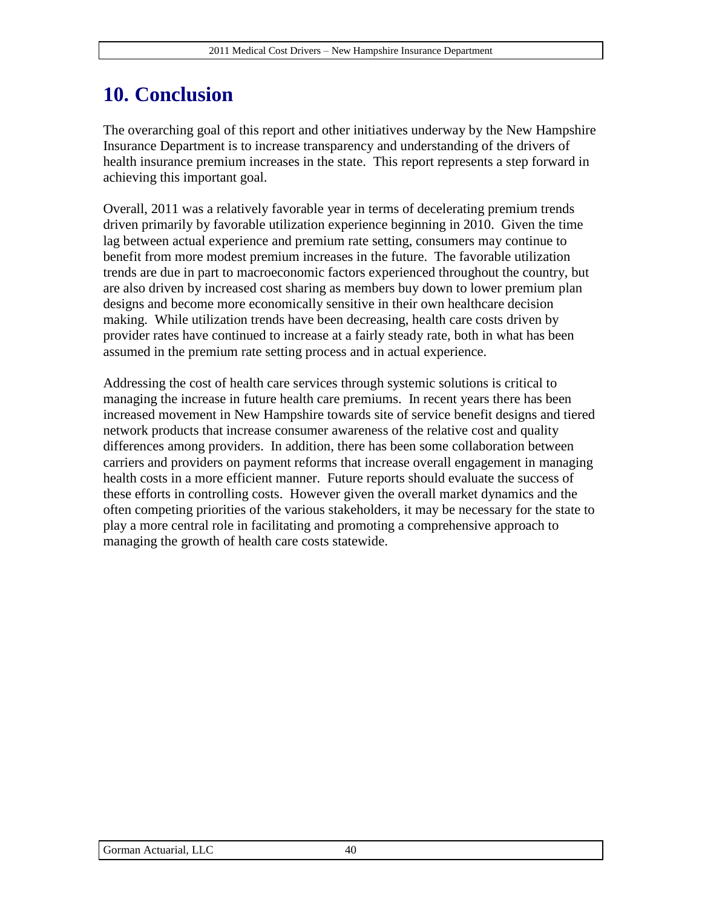# 10. Conclusion

The overarching goal of this report and other initiatives underway by the New Hampshire Insurance Department is to increase transparency and understanding of the drivers of health insurance premium increases in the state. This report represents a step forward in achieving this important goal.

Overall, 2011 was a relatively favorable year in terms of decelerating premium trends driven primarily by favorable utilization experience beginning in 2010. Given the time lag between actual experience and premium rate setting, consumers may continue to benefit from more modest premium increases in the future. The favorable utilization trends are due in part to macroeconomic factors experienced throughout the country, but are also driven by increased cost sharing as members buy down to lower premium plan designs and become more economically sensitive in their own healthcare decision making. While utilization trends have been decreasing, health care costs driven by provider rates have continued to increase at a fairly steady rate, both in what has been assumed in the premium rate setting process and in actual experience.

Addressing the cost of health care services through systemic solutions is critical to managing the increase in future health care premiums. In recent years there has been increased movement in New Hampshire towards site of service benefit designs and tiered network products that increase consumer awareness of the relative cost and quality differences among providers. In addition, there has been some collaboration between carriers and providers on payment reforms that increase overall engagement in managing health costs in a more efficient manner. Future reports should evaluate the success of these efforts in controlling costs. However given the overall market dynamics and the often competing priorities of the various stakeholders, it may be necessary for the state to play a more central role in facilitating and promoting a comprehensive approach to managing the growth of health care costs statewide.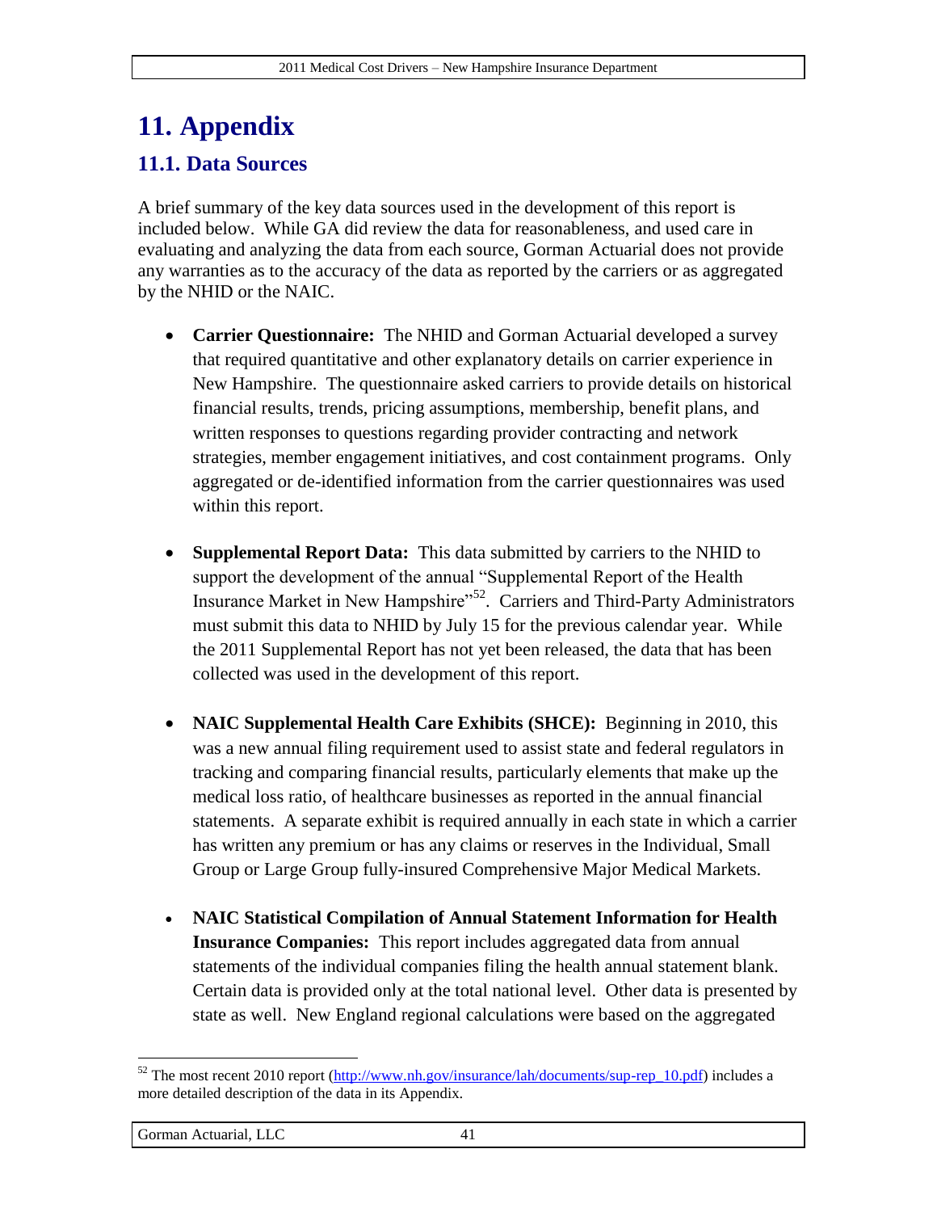# 11. Appendix

## 11.1. Data Sources

A brief summary of the key data sources used in the development of this report is included below. While GA did review the data for reasonableness, and used care in evaluating and analyzing the data from each source, Gorman Actuarial does not provide any warranties as to the accuracy of the data as reported by the carriers or as aggregated by the NHID or the NAIC.

- **Carrier Questionnaire:** The NHID and Gorman Actuarial developed a survey that required quantitative and other explanatory details on carrier experience in New Hampshire. The questionnaire asked carriers to provide details on historical financial results, trends, pricing assumptions, membership, benefit plans, and written responses to questions regarding provider contracting and network strategies, member engagement initiatives, and cost containment programs. Only aggregated or de-identified information from the carrier questionnaires was used within this report.

- **Supplemental Report Data:** This data submitted by carriers to the NHID to support the development of the annual "Supplemental Report of the Health Insurance Market in New Hampshire"[52]. Carriers and Third-Party Administrators must submit this data to NHID by July 15 for the previous calendar year. While the 2011 Supplemental Report has not yet been released, the data that has been collected was used in the development of this report.

- **NAIC Supplemental Health Care Exhibits (SHCE):** Beginning in 2010, this was a new annual filing requirement used to assist state and federal regulators in tracking and comparing financial results, particularly elements that make up the medical loss ratio, of healthcare businesses as reported in the annual financial statements. A separate exhibit is required annually in each state in which a carrier has written any premium or has any claims or reserves in the Individual, Small Group or Large Group fully-insured Comprehensive Major Medical Markets.

- **NAIC Statistical Compilation of Annual Statement Information for Health Insurance Companies:** This report includes aggregated data from annual statements of the individual companies filing the health annual statement blank. Certain data is provided only at the total national level. Other data is presented by state as well. New England regional calculations were based on the aggregated

[52] The most recent 2010 report (http://www.nh.gov/insurance/lah/documents/sup-rep_10.pdf) includes a more detailed description of the data in its Appendix.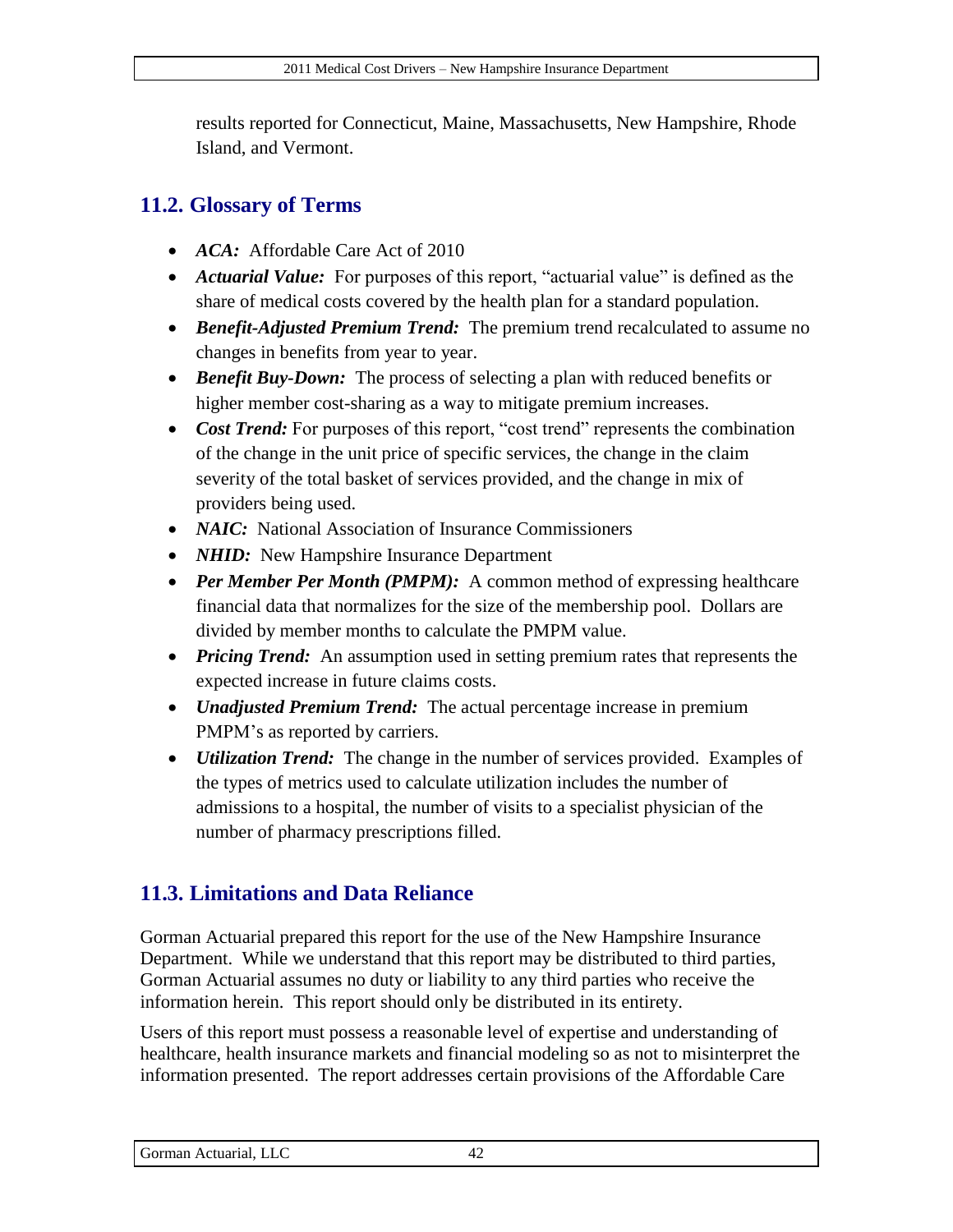results reported for Connecticut, Maine, Massachusetts, New Hampshire, Rhode Island, and Vermont.

## 11.2. Glossary of Terms

- ***ACA:*** Affordable Care Act of 2010
- ***Actuarial Value:*** For purposes of this report, "actuarial value" is defined as the share of medical costs covered by the health plan for a standard population.
- ***Benefit-Adjusted Premium Trend:*** The premium trend recalculated to assume no changes in benefits from year to year.
- ***Benefit Buy-Down:*** The process of selecting a plan with reduced benefits or higher member cost-sharing as a way to mitigate premium increases.
- ***Cost Trend:*** For purposes of this report, "cost trend" represents the combination of the change in the unit price of specific services, the change in the claim severity of the total basket of services provided, and the change in mix of providers being used.
- ***NAIC:*** National Association of Insurance Commissioners
- ***NHID:*** New Hampshire Insurance Department
- ***Per Member Per Month (PMPM):*** A common method of expressing healthcare financial data that normalizes for the size of the membership pool. Dollars are divided by member months to calculate the PMPM value.
- ***Pricing Trend:*** An assumption used in setting premium rates that represents the expected increase in future claims costs.
- ***Unadjusted Premium Trend:*** The actual percentage increase in premium PMPM's as reported by carriers.
- ***Utilization Trend:*** The change in the number of services provided. Examples of the types of metrics used to calculate utilization includes the number of admissions to a hospital, the number of visits to a specialist physician of the number of pharmacy prescriptions filled.

## 11.3. Limitations and Data Reliance

Gorman Actuarial prepared this report for the use of the New Hampshire Insurance Department. While we understand that this report may be distributed to third parties, Gorman Actuarial assumes no duty or liability to any third parties who receive the information herein. This report should only be distributed in its entirety.

Users of this report must possess a reasonable level of expertise and understanding of healthcare, health insurance markets and financial modeling so as not to misinterpret the information presented. The report addresses certain provisions of the Affordable Care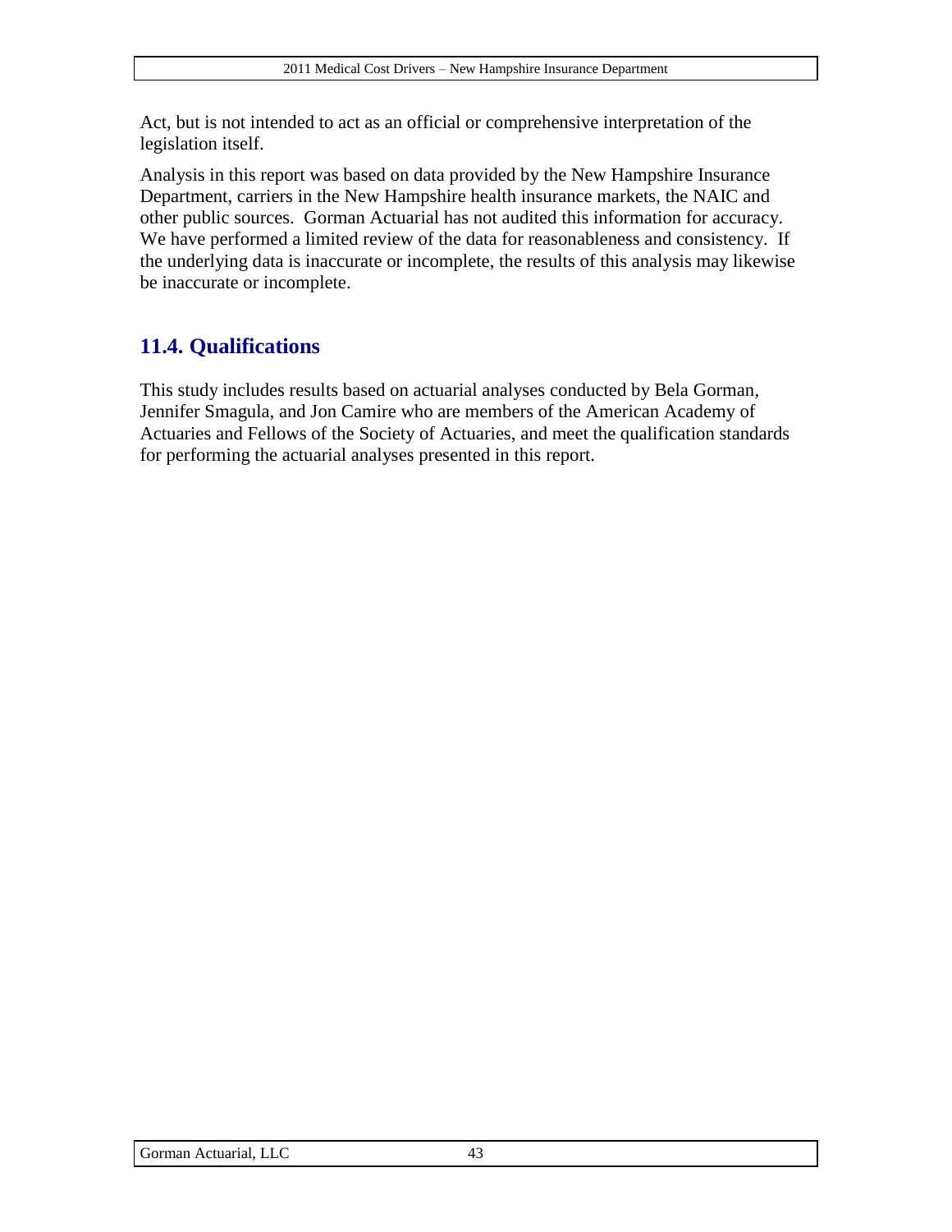Act, but is not intended to act as an official or comprehensive interpretation of the legislation itself.

Analysis in this report was based on data provided by the New Hampshire Insurance Department, carriers in the New Hampshire health insurance markets, the NAIC and other public sources. Gorman Actuarial has not audited this information for accuracy. We have performed a limited review of the data for reasonableness and consistency. If the underlying data is inaccurate or incomplete, the results of this analysis may likewise be inaccurate or incomplete.

## 11.4. Qualifications

This study includes results based on actuarial analyses conducted by Bela Gorman, Jennifer Smagula, and Jon Camire who are members of the American Academy of Actuaries and Fellows of the Society of Actuaries, and meet the qualification standards for performing the actuarial analyses presented in this report.